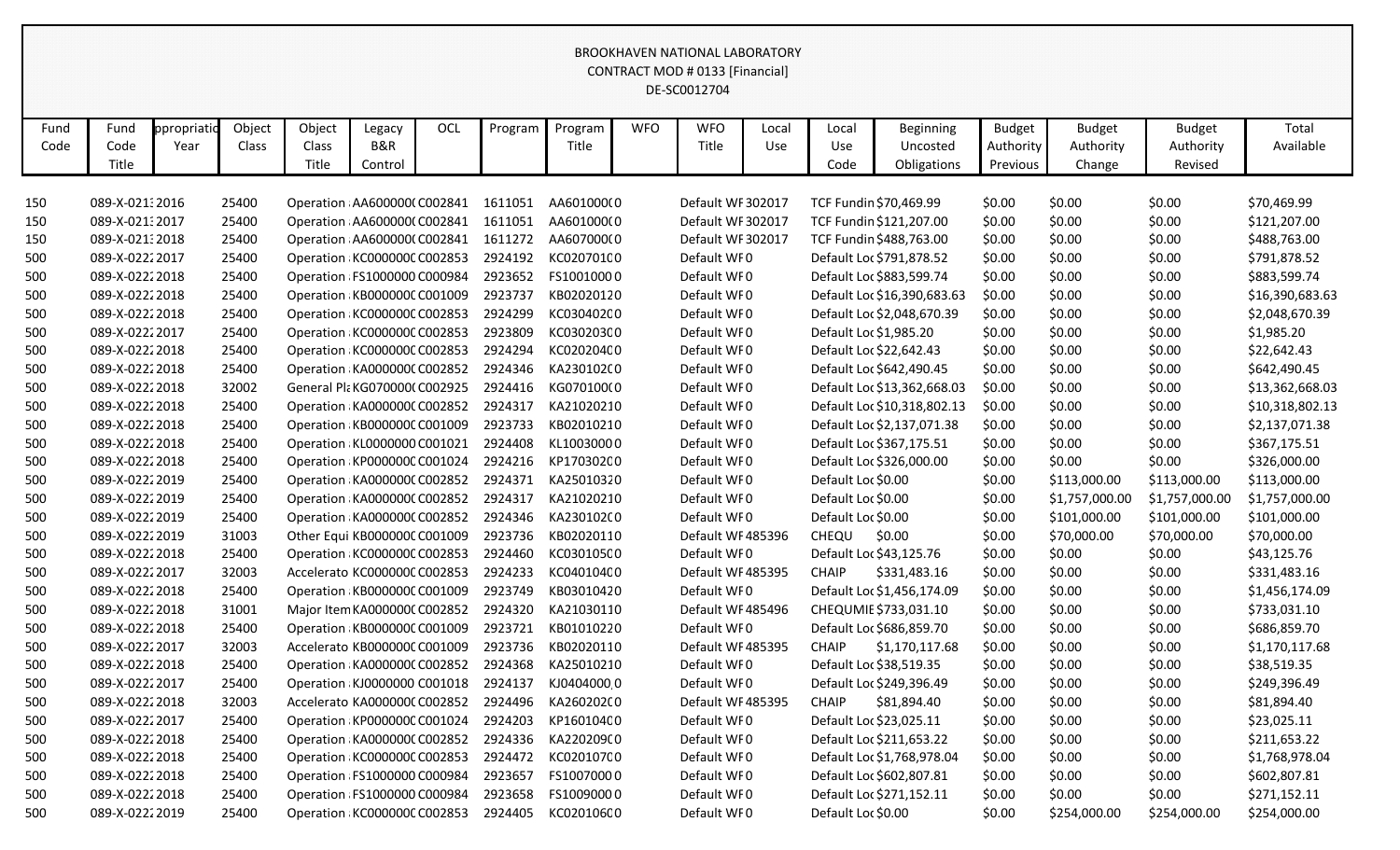BROOKHAVEN NATIONAL LABORATORY
CONTRACT MOD # 0133 [Financial]
DE-SC0012704

| Fund Code | Fund Code Title | ppropriatio Year | Object Class | Object Class Title | Legacy B&R Control | OCL | Program | Program Title | WFO | WFO Title | Local Use | Local Use Code | Beginning Uncosted Obligations | Budget Authority Previous | Budget Authority Change | Budget Authority Revised | Total Available |
|---|---|---|---|---|---|---|---|---|---|---|---|---|---|---|---|---|---|
| 150 | 089-X-021: | 2016 | 25400 | Operation | AA600000( | C002841 | 1611051 | AA601000( | 0 | Default WF | 302017 | TCF Fundin | $70,469.99 | $0.00 | $0.00 | $0.00 | $70,469.99 |
| 150 | 089-X-021: | 2017 | 25400 | Operation | AA600000( | C002841 | 1611051 | AA601000( | 0 | Default WF | 302017 | TCF Fundin | $121,207.00 | $0.00 | $0.00 | $0.00 | $121,207.00 |
| 150 | 089-X-021: | 2018 | 25400 | Operation | AA600000( | C002841 | 1611272 | AA607000( | 0 | Default WF | 302017 | TCF Fundin | $488,763.00 | $0.00 | $0.00 | $0.00 | $488,763.00 |
| 500 | 089-X-0222 | 2017 | 25400 | Operation | KC000000( | C002853 | 2924192 | KC020701( | 0 | Default WF | 0 | Default Loc | $791,878.52 | $0.00 | $0.00 | $0.00 | $791,878.52 |
| 500 | 089-X-0222 | 2018 | 25400 | Operation | FS1000000 | C000984 | 2923652 | FS1001000 | 0 | Default WF | 0 | Default Loc | $883,599.74 | $0.00 | $0.00 | $0.00 | $883,599.74 |
| 500 | 089-X-0222 | 2018 | 25400 | Operation | KB000000( | C001009 | 2923737 | KB020201 | 20 | Default WF | 0 | Default Loc | $16,390,683.63 | $0.00 | $0.00 | $0.00 | $16,390,683.63 |
| 500 | 089-X-0222 | 2018 | 25400 | Operation | KC000000( | C002853 | 2924299 | KC030402( | 0 | Default WF | 0 | Default Loc | $2,048,670.39 | $0.00 | $0.00 | $0.00 | $2,048,670.39 |
| 500 | 089-X-0222 | 2017 | 25400 | Operation | KC000000( | C002853 | 2923809 | KC030203( | 0 | Default WF | 0 | Default Loc | $1,985.20 | $0.00 | $0.00 | $0.00 | $1,985.20 |
| 500 | 089-X-0222 | 2018 | 25400 | Operation | KC000000( | C002853 | 2924294 | KC020204( | 0 | Default WF | 0 | Default Loc | $22,642.43 | $0.00 | $0.00 | $0.00 | $22,642.43 |
| 500 | 089-X-0222 | 2018 | 25400 | Operation | KA000000( | C002852 | 2924346 | KA230102( | 0 | Default WF | 0 | Default Loc | $642,490.45 | $0.00 | $0.00 | $0.00 | $642,490.45 |
| 500 | 089-X-0222 | 2018 | 32002 | General Pl | KG070000( | C002925 | 2924416 | KG070100( | 0 | Default WF | 0 | Default Loc | $13,362,668.03 | $0.00 | $0.00 | $0.00 | $13,362,668.03 |
| 500 | 089-X-0222 | 2018 | 25400 | Operation | KA000000( | C002852 | 2924317 | KA210202 | 10 | Default WF | 0 | Default Loc | $10,318,802.13 | $0.00 | $0.00 | $0.00 | $10,318,802.13 |
| 500 | 089-X-0222 | 2018 | 25400 | Operation | KB000000( | C001009 | 2923733 | KB020102 | 10 | Default WF | 0 | Default Loc | $2,137,071.38 | $0.00 | $0.00 | $0.00 | $2,137,071.38 |
| 500 | 089-X-0222 | 2018 | 25400 | Operation | KL0000000 | C001021 | 2924408 | KL1003000 | 0 | Default WF | 0 | Default Loc | $367,175.51 | $0.00 | $0.00 | $0.00 | $367,175.51 |
| 500 | 089-X-0222 | 2018 | 25400 | Operation | KP000000( | C001024 | 2924216 | KP170302( | 0 | Default WF | 0 | Default Loc | $326,000.00 | $0.00 | $0.00 | $0.00 | $326,000.00 |
| 500 | 089-X-0222 | 2019 | 25400 | Operation | KA000000( | C002852 | 2924371 | KA250103 | 20 | Default WF | 0 | Default Loc | $0.00 | $0.00 | $113,000.00 | $113,000.00 | $113,000.00 |
| 500 | 089-X-0222 | 2019 | 25400 | Operation | KA000000( | C002852 | 2924317 | KA210202 | 10 | Default WF | 0 | Default Loc | $0.00 | $0.00 | $1,757,000.00 | $1,757,000.00 | $1,757,000.00 |
| 500 | 089-X-0222 | 2019 | 25400 | Operation | KA000000( | C002852 | 2924346 | KA230102( | 0 | Default WF | 0 | Default Loc | $0.00 | $0.00 | $101,000.00 | $101,000.00 | $101,000.00 |
| 500 | 089-X-0222 | 2019 | 31003 | Other Equi | KB000000( | C001009 | 2923736 | KB020201 | 10 | Default WF | 485396 | CHEQU | $0.00 | $0.00 | $70,000.00 | $70,000.00 | $70,000.00 |
| 500 | 089-X-0222 | 2018 | 25400 | Operation | KC000000( | C002853 | 2924460 | KC030105( | 0 | Default WF | 0 | Default Loc | $43,125.76 | $0.00 | $0.00 | $0.00 | $43,125.76 |
| 500 | 089-X-0222 | 2017 | 32003 | Accelerato | KC000000( | C002853 | 2924233 | KC040104( | 0 | Default WF | 485395 | CHAIP | $331,483.16 | $0.00 | $0.00 | $0.00 | $331,483.16 |
| 500 | 089-X-0222 | 2018 | 25400 | Operation | KB000000( | C001009 | 2923749 | KB030104 | 20 | Default WF | 0 | Default Loc | $1,456,174.09 | $0.00 | $0.00 | $0.00 | $1,456,174.09 |
| 500 | 089-X-0222 | 2018 | 31001 | Major Item | KA000000( | C002852 | 2924320 | KA210301 | 10 | Default WF | 485496 | CHEQUMIE | $733,031.10 | $0.00 | $0.00 | $0.00 | $733,031.10 |
| 500 | 089-X-0222 | 2018 | 25400 | Operation | KB000000( | C001009 | 2923721 | KB010102 | 20 | Default WF | 0 | Default Loc | $686,859.70 | $0.00 | $0.00 | $0.00 | $686,859.70 |
| 500 | 089-X-0222 | 2017 | 32003 | Accelerato | KB000000( | C001009 | 2923736 | KB020201 | 10 | Default WF | 485395 | CHAIP | $1,170,117.68 | $0.00 | $0.00 | $0.00 | $1,170,117.68 |
| 500 | 089-X-0222 | 2018 | 25400 | Operation | KA000000( | C002852 | 2924368 | KA250102 | 10 | Default WF | 0 | Default Loc | $38,519.35 | $0.00 | $0.00 | $0.00 | $38,519.35 |
| 500 | 089-X-0222 | 2017 | 25400 | Operation | KJ0000000 | C001018 | 2924137 | KJ0404000 | 0 | Default WF | 0 | Default Loc | $249,396.49 | $0.00 | $0.00 | $0.00 | $249,396.49 |
| 500 | 089-X-0222 | 2018 | 32003 | Accelerato | KA000000( | C002852 | 2924496 | KA260202( | 0 | Default WF | 485395 | CHAIP | $81,894.40 | $0.00 | $0.00 | $0.00 | $81,894.40 |
| 500 | 089-X-0222 | 2017 | 25400 | Operation | KP000000( | C001024 | 2924203 | KP160104( | 0 | Default WF | 0 | Default Loc | $23,025.11 | $0.00 | $0.00 | $0.00 | $23,025.11 |
| 500 | 089-X-0222 | 2018 | 25400 | Operation | KA000000( | C002852 | 2924336 | KA220209( | 0 | Default WF | 0 | Default Loc | $211,653.22 | $0.00 | $0.00 | $0.00 | $211,653.22 |
| 500 | 089-X-0222 | 2018 | 25400 | Operation | KC000000( | C002853 | 2924472 | KC020107( | 0 | Default WF | 0 | Default Loc | $1,768,978.04 | $0.00 | $0.00 | $0.00 | $1,768,978.04 |
| 500 | 089-X-0222 | 2018 | 25400 | Operation | FS1000000 | C000984 | 2923657 | FS1007000 | 0 | Default WF | 0 | Default Loc | $602,807.81 | $0.00 | $0.00 | $0.00 | $602,807.81 |
| 500 | 089-X-0222 | 2018 | 25400 | Operation | FS1000000 | C000984 | 2923658 | FS1009000 | 0 | Default WF | 0 | Default Loc | $271,152.11 | $0.00 | $0.00 | $0.00 | $271,152.11 |
| 500 | 089-X-0222 | 2019 | 25400 | Operation | KC000000( | C002853 | 2924405 | KC020106( | 0 | Default WF | 0 | Default Loc | $0.00 | $0.00 | $254,000.00 | $254,000.00 | $254,000.00 |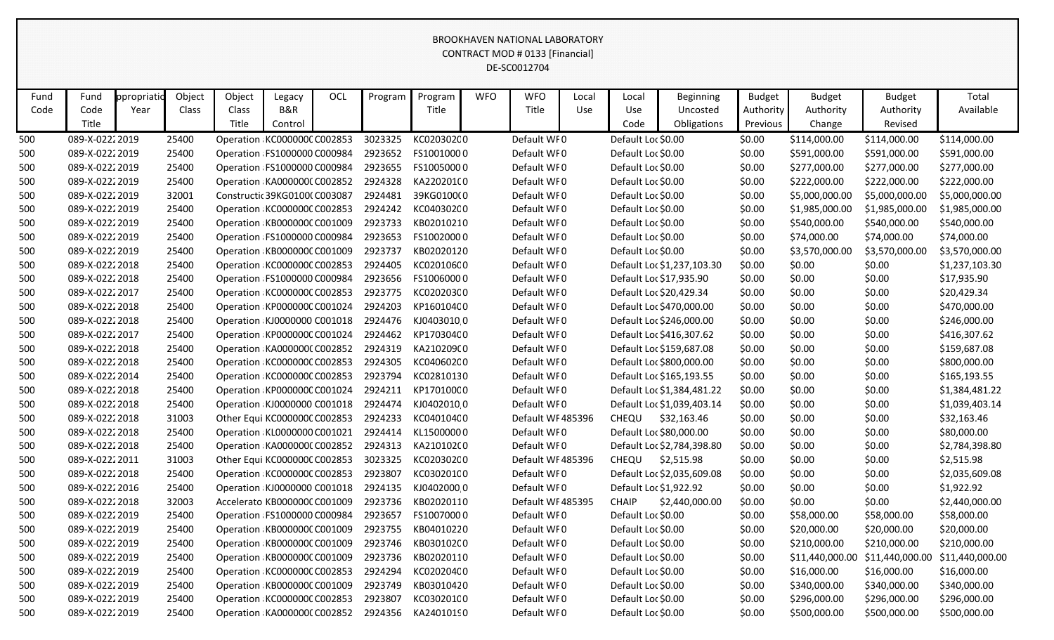BROOKHAVEN NATIONAL LABORATORY
CONTRACT MOD # 0133 [Financial]
DE-SC0012704

| Fund Code | Fund Code Title | ppropriatio Year | Object Class | Object Class Title | Legacy B&R Control | OCL | Program | Program Title | WFO | WFO Title | Local Use | Local Use Code | Beginning Uncosted Obligations | Budget Authority Previous | Budget Authority Change | Budget Authority Revised | Total Available |
|---|---|---|---|---|---|---|---|---|---|---|---|---|---|---|---|---|---|
| 500 | 089-X-0222 | 2019 | 25400 | Operation | KC0000000 | C002853 | 3023325 | KC0203020 | 0 | Default WF | 0 | Default Loc | $0.00 | $0.00 | $114,000.00 | $114,000.00 | $114,000.00 |
| 500 | 089-X-0222 | 2019 | 25400 | Operation | FS1000000 | C000984 | 2923652 | FS1001000 | 0 | Default WF | 0 | Default Loc | $0.00 | $0.00 | $591,000.00 | $591,000.00 | $591,000.00 |
| 500 | 089-X-0222 | 2019 | 25400 | Operation | FS1000000 | C000984 | 2923655 | FS1005000 | 0 | Default WF | 0 | Default Loc | $0.00 | $0.00 | $277,000.00 | $277,000.00 | $277,000.00 |
| 500 | 089-X-0222 | 2019 | 25400 | Operation | KA0000000 | C002852 | 2924328 | KA2202010 | 0 | Default WF | 0 | Default Loc | $0.00 | $0.00 | $222,000.00 | $222,000.00 | $222,000.00 |
| 500 | 089-X-0222 | 2019 | 32001 | Constructio | 39KG0100 | C003087 | 2924481 | 39KG0100 | 0 | Default WF | 0 | Default Loc | $0.00 | $0.00 | $5,000,000.00 | $5,000,000.00 | $5,000,000.00 |
| 500 | 089-X-0222 | 2019 | 25400 | Operation | KC0000000 | C002853 | 2924242 | KC0403020 | 0 | Default WF | 0 | Default Loc | $0.00 | $0.00 | $1,985,000.00 | $1,985,000.00 | $1,985,000.00 |
| 500 | 089-X-0222 | 2019 | 25400 | Operation | KB0000000 | C001009 | 2923733 | KB0201021 | 0 | Default WF | 0 | Default Loc | $0.00 | $0.00 | $540,000.00 | $540,000.00 | $540,000.00 |
| 500 | 089-X-0222 | 2019 | 25400 | Operation | FS1000000 | C000984 | 2923653 | FS1002000 | 0 | Default WF | 0 | Default Loc | $0.00 | $0.00 | $74,000.00 | $74,000.00 | $74,000.00 |
| 500 | 089-X-0222 | 2019 | 25400 | Operation | KB0000000 | C001009 | 2923737 | KB0202012 | 0 | Default WF | 0 | Default Loc | $0.00 | $0.00 | $3,570,000.00 | $3,570,000.00 | $3,570,000.00 |
| 500 | 089-X-0222 | 2018 | 25400 | Operation | KC0000000 | C002853 | 2924405 | KC0201060 | 0 | Default WF | 0 | Default Loc | $1,237,103.30 | $0.00 | $0.00 | $0.00 | $1,237,103.30 |
| 500 | 089-X-0222 | 2018 | 25400 | Operation | FS1000000 | C000984 | 2923656 | FS1006000 | 0 | Default WF | 0 | Default Loc | $17,935.90 | $0.00 | $0.00 | $0.00 | $17,935.90 |
| 500 | 089-X-0222 | 2017 | 25400 | Operation | KC0000000 | C002853 | 2923775 | KC0202030 | 0 | Default WF | 0 | Default Loc | $20,429.34 | $0.00 | $0.00 | $0.00 | $20,429.34 |
| 500 | 089-X-0222 | 2018 | 25400 | Operation | KP0000000 | C001024 | 2924203 | KP1601040 | 0 | Default WF | 0 | Default Loc | $470,000.00 | $0.00 | $0.00 | $0.00 | $470,000.00 |
| 500 | 089-X-0222 | 2018 | 25400 | Operation | KJ0000000 | C001018 | 2924476 | KJ0403010 | 0 | Default WF | 0 | Default Loc | $246,000.00 | $0.00 | $0.00 | $0.00 | $246,000.00 |
| 500 | 089-X-0222 | 2017 | 25400 | Operation | KP0000000 | C001024 | 2924462 | KP1703040 | 0 | Default WF | 0 | Default Loc | $416,307.62 | $0.00 | $0.00 | $0.00 | $416,307.62 |
| 500 | 089-X-0222 | 2018 | 25400 | Operation | KA0000000 | C002852 | 2924319 | KA2102090 | 0 | Default WF | 0 | Default Loc | $159,687.08 | $0.00 | $0.00 | $0.00 | $159,687.08 |
| 500 | 089-X-0222 | 2018 | 25400 | Operation | KC0000000 | C002853 | 2924305 | KC0406020 | 0 | Default WF | 0 | Default Loc | $800,000.00 | $0.00 | $0.00 | $0.00 | $800,000.00 |
| 500 | 089-X-0222 | 2014 | 25400 | Operation | KC0000000 | C002853 | 2923794 | KC0281013 | 0 | Default WF | 0 | Default Loc | $165,193.55 | $0.00 | $0.00 | $0.00 | $165,193.55 |
| 500 | 089-X-0222 | 2018 | 25400 | Operation | KP0000000 | C001024 | 2924211 | KP1701000 | 0 | Default WF | 0 | Default Loc | $1,384,481.22 | $0.00 | $0.00 | $0.00 | $1,384,481.22 |
| 500 | 089-X-0222 | 2018 | 25400 | Operation | KJ0000000 | C001018 | 2924474 | KJ0402010 | 0 | Default WF | 0 | Default Loc | $1,039,403.14 | $0.00 | $0.00 | $0.00 | $1,039,403.14 |
| 500 | 089-X-0222 | 2018 | 31003 | Other Equi | KC0000000 | C002853 | 2924233 | KC0401040 | 0 | Default WF | 485396 | CHEQU | $32,163.46 | $0.00 | $0.00 | $0.00 | $32,163.46 |
| 500 | 089-X-0222 | 2018 | 25400 | Operation | KL0000000 | C001021 | 2924414 | KL1500000 | 0 | Default WF | 0 | Default Loc | $80,000.00 | $0.00 | $0.00 | $0.00 | $80,000.00 |
| 500 | 089-X-0222 | 2018 | 25400 | Operation | KA0000000 | C002852 | 2924313 | KA2101020 | 0 | Default WF | 0 | Default Loc | $2,784,398.80 | $0.00 | $0.00 | $0.00 | $2,784,398.80 |
| 500 | 089-X-0222 | 2011 | 31003 | Other Equi | KC0000000 | C002853 | 3023325 | KC0203020 | 0 | Default WF | 485396 | CHEQU | $2,515.98 | $0.00 | $0.00 | $0.00 | $2,515.98 |
| 500 | 089-X-0222 | 2018 | 25400 | Operation | KC0000000 | C002853 | 2923807 | KC0302010 | 0 | Default WF | 0 | Default Loc | $2,035,609.08 | $0.00 | $0.00 | $0.00 | $2,035,609.08 |
| 500 | 089-X-0222 | 2016 | 25400 | Operation | KJ0000000 | C001018 | 2924135 | KJ0402000 | 0 | Default WF | 0 | Default Loc | $1,922.92 | $0.00 | $0.00 | $0.00 | $1,922.92 |
| 500 | 089-X-0222 | 2018 | 32003 | Accelerato | KB0000000 | C001009 | 2923736 | KB0202011 | 0 | Default WF | 485395 | CHAIP | $2,440,000.00 | $0.00 | $0.00 | $0.00 | $2,440,000.00 |
| 500 | 089-X-0222 | 2019 | 25400 | Operation | FS1000000 | C000984 | 2923657 | FS1007000 | 0 | Default WF | 0 | Default Loc | $0.00 | $0.00 | $58,000.00 | $58,000.00 | $58,000.00 |
| 500 | 089-X-0222 | 2019 | 25400 | Operation | KB0000000 | C001009 | 2923755 | KB0401022 | 0 | Default WF | 0 | Default Loc | $0.00 | $0.00 | $20,000.00 | $20,000.00 | $20,000.00 |
| 500 | 089-X-0222 | 2019 | 25400 | Operation | KB0000000 | C001009 | 2923746 | KB0301020 | 0 | Default WF | 0 | Default Loc | $0.00 | $0.00 | $210,000.00 | $210,000.00 | $210,000.00 |
| 500 | 089-X-0222 | 2019 | 25400 | Operation | KB0000000 | C001009 | 2923736 | KB0202011 | 0 | Default WF | 0 | Default Loc | $0.00 | $0.00 | $11,440,000.00 | $11,440,000.00 | $11,440,000.00 |
| 500 | 089-X-0222 | 2019 | 25400 | Operation | KC0000000 | C002853 | 2924294 | KC0202040 | 0 | Default WF | 0 | Default Loc | $0.00 | $0.00 | $16,000.00 | $16,000.00 | $16,000.00 |
| 500 | 089-X-0222 | 2019 | 25400 | Operation | KB0000000 | C001009 | 2923749 | KB0301042 | 0 | Default WF | 0 | Default Loc | $0.00 | $0.00 | $340,000.00 | $340,000.00 | $340,000.00 |
| 500 | 089-X-0222 | 2019 | 25400 | Operation | KC0000000 | C002853 | 2923807 | KC0302010 | 0 | Default WF | 0 | Default Loc | $0.00 | $0.00 | $296,000.00 | $296,000.00 | $296,000.00 |
| 500 | 089-X-0222 | 2019 | 25400 | Operation | KA0000000 | C002852 | 2924356 | KA2401019 | 0 | Default WF | 0 | Default Loc | $0.00 | $0.00 | $500,000.00 | $500,000.00 | $500,000.00 |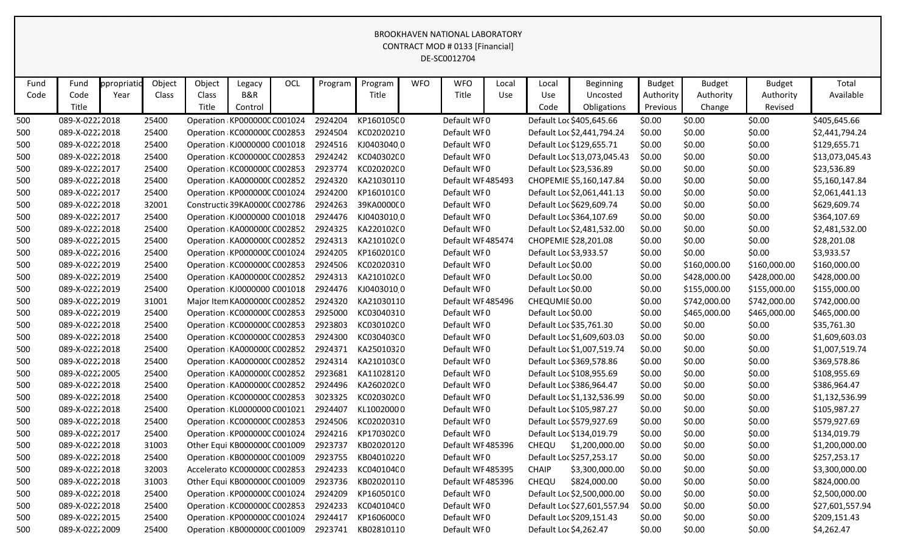BROOKHAVEN NATIONAL LABORATORY
CONTRACT MOD # 0133 [Financial]
DE-SC0012704

| Fund Code | Fund Code Title | ppropriatio Year | Object Class | Object Class Title | Legacy B&R Control | OCL | Program | Program Title | WFO | WFO Title | Local Use | Local Use Code | Beginning Uncosted Obligations | Budget Authority Previous | Budget Authority Change | Budget Authority Revised | Total Available |
|---|---|---|---|---|---|---|---|---|---|---|---|---|---|---|---|---|---|
| 500 | 089-X-0222 | 2018 | 25400 | Operation | KP000000C | C001024 | 2924204 | KP160105C | 0 | Default WF | 0 | Default Loc | $405,645.66 | $0.00 | $0.00 | $0.00 | $405,645.66 |
| 500 | 089-X-0222 | 2018 | 25400 | Operation | KC000000C | C002853 | 2924504 | KC020202I | 0 | Default WF | 0 | Default Loc | $2,441,794.24 | $0.00 | $0.00 | $0.00 | $2,441,794.24 |
| 500 | 089-X-0222 | 2018 | 25400 | Operation | KJ0000000 | C001018 | 2924516 | KJ0403040 | 0 | Default WF | 0 | Default Loc | $129,655.71 | $0.00 | $0.00 | $0.00 | $129,655.71 |
| 500 | 089-X-0222 | 2018 | 25400 | Operation | KC000000C | C002853 | 2924242 | KC040302C | 0 | Default WF | 0 | Default Loc | $13,073,045.43 | $0.00 | $0.00 | $0.00 | $13,073,045.43 |
| 500 | 089-X-0222 | 2017 | 25400 | Operation | KC000000C | C002853 | 2923774 | KC020202C | 0 | Default WF | 0 | Default Loc | $23,536.89 | $0.00 | $0.00 | $0.00 | $23,536.89 |
| 500 | 089-X-0222 | 2018 | 25400 | Operation | KA000000C | C002852 | 2924320 | KA210301I | 0 | Default WF | 485493 | CHOPEMIE | $5,160,147.84 | $0.00 | $0.00 | $0.00 | $5,160,147.84 |
| 500 | 089-X-0222 | 2017 | 25400 | Operation | KP000000C | C001024 | 2924200 | KP160101C | 0 | Default WF | 0 | Default Loc | $2,061,441.13 | $0.00 | $0.00 | $0.00 | $2,061,441.13 |
| 500 | 089-X-0222 | 2018 | 32001 | Constructi | 39KA0000C | C002786 | 2924263 | 39KA0000C | 0 | Default WF | 0 | Default Loc | $629,609.74 | $0.00 | $0.00 | $0.00 | $629,609.74 |
| 500 | 089-X-0222 | 2017 | 25400 | Operation | KJ0000000 | C001018 | 2924476 | KJ0403010 | 0 | Default WF | 0 | Default Loc | $364,107.69 | $0.00 | $0.00 | $0.00 | $364,107.69 |
| 500 | 089-X-0222 | 2018 | 25400 | Operation | KA000000C | C002852 | 2924325 | KA220102C | 0 | Default WF | 0 | Default Loc | $2,481,532.00 | $0.00 | $0.00 | $0.00 | $2,481,532.00 |
| 500 | 089-X-0222 | 2015 | 25400 | Operation | KA000000C | C002852 | 2924313 | KA210102C | 0 | Default WF | 485474 | CHOPEMIE | $28,201.08 | $0.00 | $0.00 | $0.00 | $28,201.08 |
| 500 | 089-X-0222 | 2016 | 25400 | Operation | KP000000C | C001024 | 2924205 | KP160201C | 0 | Default WF | 0 | Default Loc | $3,933.57 | $0.00 | $0.00 | $0.00 | $3,933.57 |
| 500 | 089-X-0222 | 2019 | 25400 | Operation | KC000000C | C002853 | 2924506 | KC020203I | 0 | Default WF | 0 | Default Loc | $0.00 | $0.00 | $160,000.00 | $160,000.00 | $160,000.00 |
| 500 | 089-X-0222 | 2019 | 25400 | Operation | KA000000C | C002852 | 2924313 | KA210102C | 0 | Default WF | 0 | Default Loc | $0.00 | $0.00 | $428,000.00 | $428,000.00 | $428,000.00 |
| 500 | 089-X-0222 | 2019 | 25400 | Operation | KJ0000000 | C001018 | 2924476 | KJ0403010 | 0 | Default WF | 0 | Default Loc | $0.00 | $0.00 | $155,000.00 | $155,000.00 | $155,000.00 |
| 500 | 089-X-0222 | 2019 | 31001 | Major Item | KA000000C | C002852 | 2924320 | KA210301I | 0 | Default WF | 485496 | CHEQUMIE | $0.00 | $0.00 | $742,000.00 | $742,000.00 | $742,000.00 |
| 500 | 089-X-0222 | 2019 | 25400 | Operation | KC000000C | C002853 | 2925000 | KC030403I | 0 | Default WF | 0 | Default Loc | $0.00 | $0.00 | $465,000.00 | $465,000.00 | $465,000.00 |
| 500 | 089-X-0222 | 2018 | 25400 | Operation | KC000000C | C002853 | 2923803 | KC030102C | 0 | Default WF | 0 | Default Loc | $35,761.30 | $0.00 | $0.00 | $0.00 | $35,761.30 |
| 500 | 089-X-0222 | 2018 | 25400 | Operation | KC000000C | C002853 | 2924300 | KC030403C | 0 | Default WF | 0 | Default Loc | $1,609,603.03 | $0.00 | $0.00 | $0.00 | $1,609,603.03 |
| 500 | 089-X-0222 | 2018 | 25400 | Operation | KA000000C | C002852 | 2924371 | KA250103I | 0 | Default WF | 0 | Default Loc | $1,007,519.74 | $0.00 | $0.00 | $0.00 | $1,007,519.74 |
| 500 | 089-X-0222 | 2018 | 25400 | Operation | KA000000C | C002852 | 2924314 | KA210103C | 0 | Default WF | 0 | Default Loc | $369,578.86 | $0.00 | $0.00 | $0.00 | $369,578.86 |
| 500 | 089-X-0222 | 2005 | 25400 | Operation | KA000000C | C002852 | 2923681 | KA110281I | 0 | Default WF | 0 | Default Loc | $108,955.69 | $0.00 | $0.00 | $0.00 | $108,955.69 |
| 500 | 089-X-0222 | 2018 | 25400 | Operation | KA000000C | C002852 | 2924496 | KA260202C | 0 | Default WF | 0 | Default Loc | $386,964.47 | $0.00 | $0.00 | $0.00 | $386,964.47 |
| 500 | 089-X-0222 | 2018 | 25400 | Operation | KC000000C | C002853 | 3023325 | KC020302C | 0 | Default WF | 0 | Default Loc | $1,132,536.99 | $0.00 | $0.00 | $0.00 | $1,132,536.99 |
| 500 | 089-X-0222 | 2018 | 25400 | Operation | KL0000000 | C001021 | 2924407 | KL1002000 | 0 | Default WF | 0 | Default Loc | $105,987.27 | $0.00 | $0.00 | $0.00 | $105,987.27 |
| 500 | 089-X-0222 | 2018 | 25400 | Operation | KC000000C | C002853 | 2924506 | KC020203I | 0 | Default WF | 0 | Default Loc | $579,927.69 | $0.00 | $0.00 | $0.00 | $579,927.69 |
| 500 | 089-X-0222 | 2017 | 25400 | Operation | KP000000C | C001024 | 2924216 | KP170302C | 0 | Default WF | 0 | Default Loc | $134,019.79 | $0.00 | $0.00 | $0.00 | $134,019.79 |
| 500 | 089-X-0222 | 2018 | 31003 | Other Equi | KB000000C | C001009 | 2923737 | KB020201I | 0 | Default WF | 485396 | CHEQU | $1,200,000.00 | $0.00 | $0.00 | $0.00 | $1,200,000.00 |
| 500 | 089-X-0222 | 2018 | 25400 | Operation | KB000000C | C001009 | 2923755 | KB040102I | 0 | Default WF | 0 | Default Loc | $257,253.17 | $0.00 | $0.00 | $0.00 | $257,253.17 |
| 500 | 089-X-0222 | 2018 | 32003 | Accelerato | KC000000C | C002853 | 2924233 | KC040104C | 0 | Default WF | 485395 | CHAIP | $3,300,000.00 | $0.00 | $0.00 | $0.00 | $3,300,000.00 |
| 500 | 089-X-0222 | 2018 | 31003 | Other Equi | KB000000C | C001009 | 2923736 | KB020201I | 0 | Default WF | 485396 | CHEQU | $824,000.00 | $0.00 | $0.00 | $0.00 | $824,000.00 |
| 500 | 089-X-0222 | 2018 | 25400 | Operation | KP000000C | C001024 | 2924209 | KP160501C | 0 | Default WF | 0 | Default Loc | $2,500,000.00 | $0.00 | $0.00 | $0.00 | $2,500,000.00 |
| 500 | 089-X-0222 | 2018 | 25400 | Operation | KC000000C | C002853 | 2924233 | KC040104C | 0 | Default WF | 0 | Default Loc | $27,601,557.94 | $0.00 | $0.00 | $0.00 | $27,601,557.94 |
| 500 | 089-X-0222 | 2015 | 25400 | Operation | KP000000C | C001024 | 2924417 | KP160600C | 0 | Default WF | 0 | Default Loc | $209,151.43 | $0.00 | $0.00 | $0.00 | $209,151.43 |
| 500 | 089-X-0222 | 2009 | 25400 | Operation | KB000000C | C001009 | 2923741 | KB028101I | 0 | Default WF | 0 | Default Loc | $4,262.47 | $0.00 | $0.00 | $0.00 | $4,262.47 |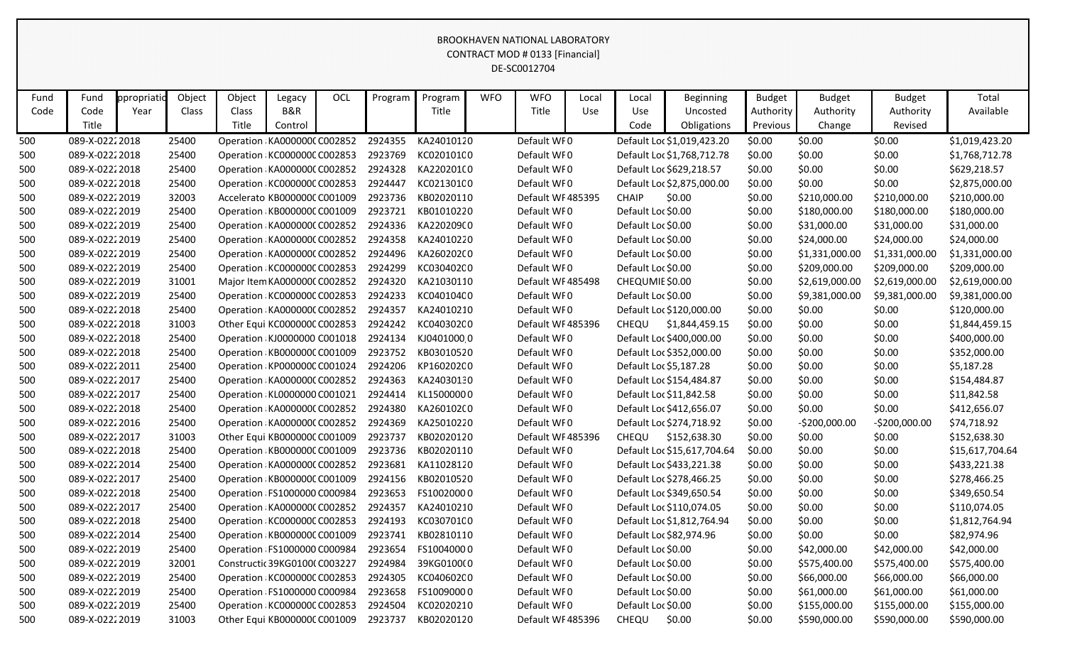BROOKHAVEN NATIONAL LABORATORY
CONTRACT MOD # 0133 [Financial]
DE-SC0012704

| Fund Code | Fund Code Title | ppropriatio Year | Object Class | Object Class Title | Legacy B&R Control | OCL | Program | Program Title | WFO | WFO Title | Local Use | Local Use Code | Beginning Uncosted Obligations | Budget Authority Previous | Budget Authority Change | Budget Authority Revised | Total Available |
|---|---|---|---|---|---|---|---|---|---|---|---|---|---|---|---|---|---|
| 500 | 089-X-0222 | 2018 | 25400 | Operation | KA000000( | C002852 | 2924355 | KA24010120 | | Default WF | 0 | Default Loc | $1,019,423.20 | $0.00 | $0.00 | $0.00 | $1,019,423.20 |
| 500 | 089-X-0222 | 2018 | 25400 | Operation | KC000000( | C002853 | 2923769 | KC020101C0 | | Default WF | 0 | Default Loc | $1,768,712.78 | $0.00 | $0.00 | $0.00 | $1,768,712.78 |
| 500 | 089-X-0222 | 2018 | 25400 | Operation | KA000000( | C002852 | 2924328 | KA220201C0 | | Default WF | 0 | Default Loc | $629,218.57 | $0.00 | $0.00 | $0.00 | $629,218.57 |
| 500 | 089-X-0222 | 2018 | 25400 | Operation | KC000000( | C002853 | 2924447 | KC021301C0 | | Default WF | 0 | Default Loc | $2,875,000.00 | $0.00 | $0.00 | $0.00 | $2,875,000.00 |
| 500 | 089-X-0222 | 2019 | 32003 | Accelerato | KB000000( | C001009 | 2923736 | KB02020110 | | Default WF | 485395 | CHAIP | $0.00 | $0.00 | $210,000.00 | $210,000.00 | $210,000.00 |
| 500 | 089-X-0222 | 2019 | 25400 | Operation | KB000000( | C001009 | 2923721 | KB01010220 | | Default WF | 0 | Default Loc | $0.00 | $0.00 | $180,000.00 | $180,000.00 | $180,000.00 |
| 500 | 089-X-0222 | 2019 | 25400 | Operation | KA000000( | C002852 | 2924336 | KA220209C0 | | Default WF | 0 | Default Loc | $0.00 | $0.00 | $31,000.00 | $31,000.00 | $31,000.00 |
| 500 | 089-X-0222 | 2019 | 25400 | Operation | KA000000( | C002852 | 2924358 | KA24010220 | | Default WF | 0 | Default Loc | $0.00 | $0.00 | $24,000.00 | $24,000.00 | $24,000.00 |
| 500 | 089-X-0222 | 2019 | 25400 | Operation | KA000000( | C002852 | 2924496 | KA260202C0 | | Default WF | 0 | Default Loc | $0.00 | $0.00 | $1,331,000.00 | $1,331,000.00 | $1,331,000.00 |
| 500 | 089-X-0222 | 2019 | 25400 | Operation | KC000000( | C002853 | 2924299 | KC030402C0 | | Default WF | 0 | Default Loc | $0.00 | $0.00 | $209,000.00 | $209,000.00 | $209,000.00 |
| 500 | 089-X-0222 | 2019 | 31001 | Major Item | KA000000( | C002852 | 2924320 | KA21030110 | | Default WF | 485498 | CHEQUMIE | $0.00 | $0.00 | $2,619,000.00 | $2,619,000.00 | $2,619,000.00 |
| 500 | 089-X-0222 | 2019 | 25400 | Operation | KC000000( | C002853 | 2924233 | KC040104C0 | | Default WF | 0 | Default Loc | $0.00 | $0.00 | $9,381,000.00 | $9,381,000.00 | $9,381,000.00 |
| 500 | 089-X-0222 | 2018 | 25400 | Operation | KA000000( | C002852 | 2924357 | KA24010210 | | Default WF | 0 | Default Loc | $120,000.00 | $0.00 | $0.00 | $0.00 | $120,000.00 |
| 500 | 089-X-0222 | 2018 | 31003 | Other Equi | KC000000( | C002853 | 2924242 | KC040302C0 | | Default WF | 485396 | CHEQU | $1,844,459.15 | $0.00 | $0.00 | $0.00 | $1,844,459.15 |
| 500 | 089-X-0222 | 2018 | 25400 | Operation | KJ0000000 | C001018 | 2924134 | KJ0401000 | | Default WF | 0 | Default Loc | $400,000.00 | $0.00 | $0.00 | $0.00 | $400,000.00 |
| 500 | 089-X-0222 | 2018 | 25400 | Operation | KB000000( | C001009 | 2923752 | KB03010520 | | Default WF | 0 | Default Loc | $352,000.00 | $0.00 | $0.00 | $0.00 | $352,000.00 |
| 500 | 089-X-0222 | 2011 | 25400 | Operation | KP000000( | C001024 | 2924206 | KP160202C0 | | Default WF | 0 | Default Loc | $5,187.28 | $0.00 | $0.00 | $0.00 | $5,187.28 |
| 500 | 089-X-0222 | 2017 | 25400 | Operation | KA000000( | C002852 | 2924363 | KA24030130 | | Default WF | 0 | Default Loc | $154,484.87 | $0.00 | $0.00 | $0.00 | $154,484.87 |
| 500 | 089-X-0222 | 2017 | 25400 | Operation | KL0000000 | C001021 | 2924414 | KL1500000 | | Default WF | 0 | Default Loc | $11,842.58 | $0.00 | $0.00 | $0.00 | $11,842.58 |
| 500 | 089-X-0222 | 2018 | 25400 | Operation | KA000000( | C002852 | 2924380 | KA260102C0 | | Default WF | 0 | Default Loc | $412,656.07 | $0.00 | $0.00 | $0.00 | $412,656.07 |
| 500 | 089-X-0222 | 2016 | 25400 | Operation | KA000000( | C002852 | 2924369 | KA25010220 | | Default WF | 0 | Default Loc | $274,718.92 | $0.00 | -$200,000.00 | -$200,000.00 | $74,718.92 |
| 500 | 089-X-0222 | 2017 | 31003 | Other Equi | KB000000( | C001009 | 2923737 | KB02020120 | | Default WF | 485396 | CHEQU | $152,638.30 | $0.00 | $0.00 | $0.00 | $152,638.30 |
| 500 | 089-X-0222 | 2018 | 25400 | Operation | KB000000( | C001009 | 2923736 | KB02020110 | | Default WF | 0 | Default Loc | $15,617,704.64 | $0.00 | $0.00 | $0.00 | $15,617,704.64 |
| 500 | 089-X-0222 | 2014 | 25400 | Operation | KA000000( | C002852 | 2923681 | KA11028120 | | Default WF | 0 | Default Loc | $433,221.38 | $0.00 | $0.00 | $0.00 | $433,221.38 |
| 500 | 089-X-0222 | 2017 | 25400 | Operation | KB000000( | C001009 | 2924156 | KB02010520 | | Default WF | 0 | Default Loc | $278,466.25 | $0.00 | $0.00 | $0.00 | $278,466.25 |
| 500 | 089-X-0222 | 2018 | 25400 | Operation | FS1000000 | C000984 | 2923653 | FS1002000 | | Default WF | 0 | Default Loc | $349,650.54 | $0.00 | $0.00 | $0.00 | $349,650.54 |
| 500 | 089-X-0222 | 2017 | 25400 | Operation | KA000000( | C002852 | 2924357 | KA24010210 | | Default WF | 0 | Default Loc | $110,074.05 | $0.00 | $0.00 | $0.00 | $110,074.05 |
| 500 | 089-X-0222 | 2018 | 25400 | Operation | KC000000( | C002853 | 2924193 | KC030701C0 | | Default WF | 0 | Default Loc | $1,812,764.94 | $0.00 | $0.00 | $0.00 | $1,812,764.94 |
| 500 | 089-X-0222 | 2014 | 25400 | Operation | KB000000( | C001009 | 2923741 | KB02810110 | | Default WF | 0 | Default Loc | $82,974.96 | $0.00 | $0.00 | $0.00 | $82,974.96 |
| 500 | 089-X-0222 | 2019 | 25400 | Operation | FS1000000 | C000984 | 2923654 | FS1004000 | | Default WF | 0 | Default Loc | $0.00 | $0.00 | $42,000.00 | $42,000.00 | $42,000.00 |
| 500 | 089-X-0222 | 2019 | 32001 | Constructi | 39KG0100( | C003227 | 2924984 | 39KG0100C0 | | Default WF | 0 | Default Loc | $0.00 | $0.00 | $575,400.00 | $575,400.00 | $575,400.00 |
| 500 | 089-X-0222 | 2019 | 25400 | Operation | KC000000( | C002853 | 2924305 | KC040602C0 | | Default WF | 0 | Default Loc | $0.00 | $0.00 | $66,000.00 | $66,000.00 | $66,000.00 |
| 500 | 089-X-0222 | 2019 | 25400 | Operation | FS1000000 | C000984 | 2923658 | FS1009000 | | Default WF | 0 | Default Loc | $0.00 | $0.00 | $61,000.00 | $61,000.00 | $61,000.00 |
| 500 | 089-X-0222 | 2019 | 25400 | Operation | KC000000( | C002853 | 2924504 | KC02020210 | | Default WF | 0 | Default Loc | $0.00 | $0.00 | $155,000.00 | $155,000.00 | $155,000.00 |
| 500 | 089-X-0222 | 2019 | 31003 | Other Equi | KB000000( | C001009 | 2923737 | KB02020120 | | Default WF | 485396 | CHEQU | $0.00 | $0.00 | $590,000.00 | $590,000.00 | $590,000.00 |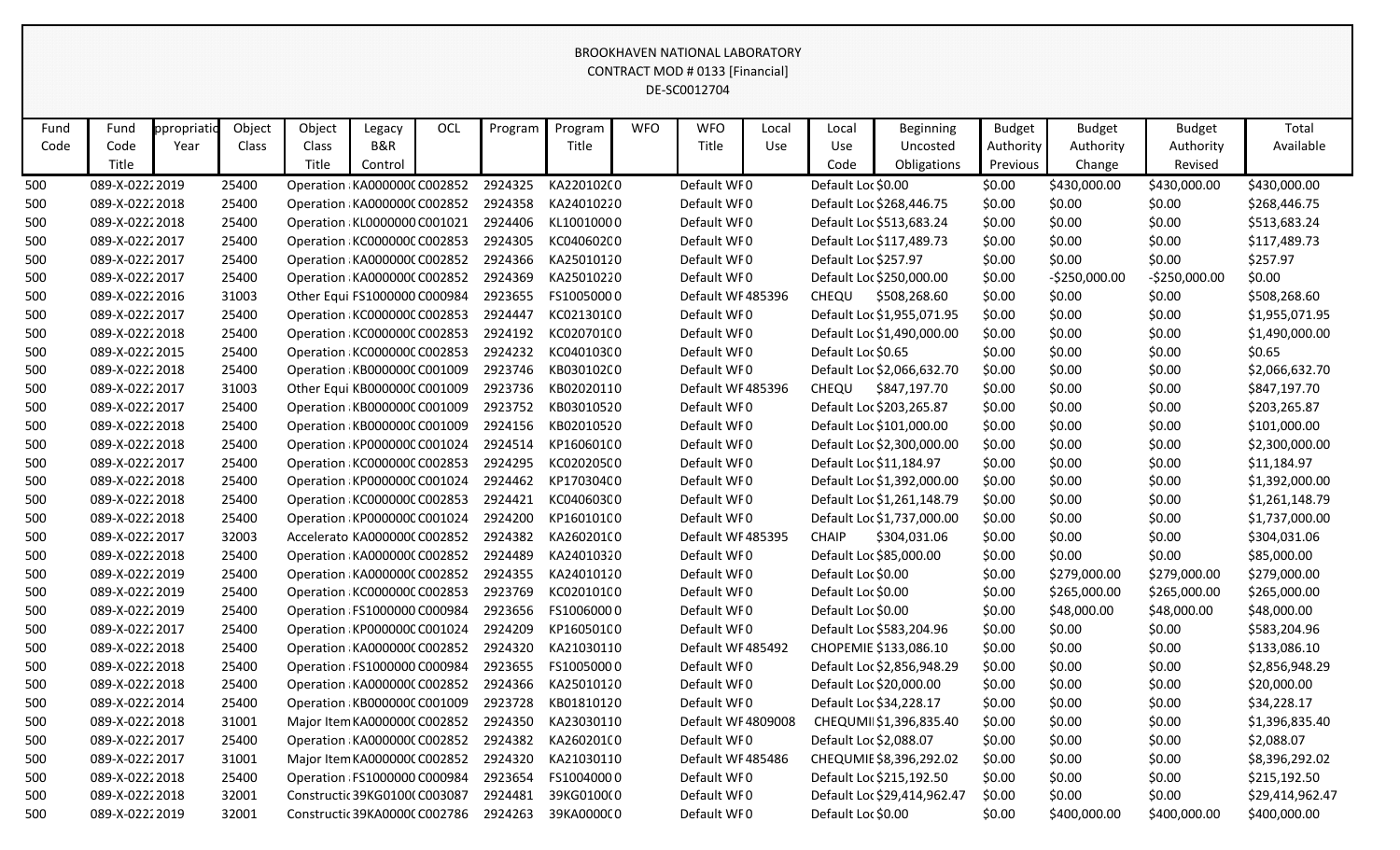BROOKHAVEN NATIONAL LABORATORY
CONTRACT MOD # 0133 [Financial]
DE-SC0012704

| Fund Code | Fund Code Title | ppropriatio Year | Object Class | Object Class Title | Legacy B&R Control | OCL | Program | Program Title | WFO | WFO Title | Local Use | Local Use Code | Beginning Uncosted Obligations | Budget Authority Previous | Budget Authority Change | Budget Authority Revised | Total Available |
|---|---|---|---|---|---|---|---|---|---|---|---|---|---|---|---|---|---|
| 500 | 089-X-0222 | 2019 | 25400 | Operation | KA0000000 | C002852 | 2924325 | KA2201020 | 0 | Default WF | 0 | Default Loc | $0.00 | $0.00 | $430,000.00 | $430,000.00 | $430,000.00 |
| 500 | 089-X-0222 | 2018 | 25400 | Operation | KA0000000 | C002852 | 2924358 | KA2401022 | 0 | Default WF | 0 | Default Loc | $268,446.75 | $0.00 | $0.00 | $0.00 | $268,446.75 |
| 500 | 089-X-0222 | 2018 | 25400 | Operation | KL0000000 | C001021 | 2924406 | KL1001000 | 0 | Default WF | 0 | Default Loc | $513,683.24 | $0.00 | $0.00 | $0.00 | $513,683.24 |
| 500 | 089-X-0222 | 2017 | 25400 | Operation | KC0000000 | C002853 | 2924305 | KC0406020 | 0 | Default WF | 0 | Default Loc | $117,489.73 | $0.00 | $0.00 | $0.00 | $117,489.73 |
| 500 | 089-X-0222 | 2017 | 25400 | Operation | KA0000000 | C002852 | 2924366 | KA2501012 | 0 | Default WF | 0 | Default Loc | $257.97 | $0.00 | $0.00 | $0.00 | $257.97 |
| 500 | 089-X-0222 | 2017 | 25400 | Operation | KA0000000 | C002852 | 2924369 | KA2501022 | 0 | Default WF | 0 | Default Loc | $250,000.00 | $0.00 | -$250,000.00 | -$250,000.00 | $0.00 |
| 500 | 089-X-0222 | 2016 | 31003 | Other Equi | FS1000000 | C000984 | 2923655 | FS1005000 | 0 | Default WF | 485396 | CHEQU | $508,268.60 | $0.00 | $0.00 | $0.00 | $508,268.60 |
| 500 | 089-X-0222 | 2017 | 25400 | Operation | KC0000000 | C002853 | 2924447 | KC0213010 | 0 | Default WF | 0 | Default Loc | $1,955,071.95 | $0.00 | $0.00 | $0.00 | $1,955,071.95 |
| 500 | 089-X-0222 | 2018 | 25400 | Operation | KC0000000 | C002853 | 2924192 | KC0207010 | 0 | Default WF | 0 | Default Loc | $1,490,000.00 | $0.00 | $0.00 | $0.00 | $1,490,000.00 |
| 500 | 089-X-0222 | 2015 | 25400 | Operation | KC0000000 | C002853 | 2924232 | KC0401030 | 0 | Default WF | 0 | Default Loc | $0.65 | $0.00 | $0.00 | $0.00 | $0.65 |
| 500 | 089-X-0222 | 2018 | 25400 | Operation | KB0000000 | C001009 | 2923746 | KB0301020 | 0 | Default WF | 0 | Default Loc | $2,066,632.70 | $0.00 | $0.00 | $0.00 | $2,066,632.70 |
| 500 | 089-X-0222 | 2017 | 31003 | Other Equi | KB0000000 | C001009 | 2923736 | KB0202011 | 0 | Default WF | 485396 | CHEQU | $847,197.70 | $0.00 | $0.00 | $0.00 | $847,197.70 |
| 500 | 089-X-0222 | 2017 | 25400 | Operation | KB0000000 | C001009 | 2923752 | KB0301052 | 0 | Default WF | 0 | Default Loc | $203,265.87 | $0.00 | $0.00 | $0.00 | $203,265.87 |
| 500 | 089-X-0222 | 2018 | 25400 | Operation | KB0000000 | C001009 | 2924156 | KB0201052 | 0 | Default WF | 0 | Default Loc | $101,000.00 | $0.00 | $0.00 | $0.00 | $101,000.00 |
| 500 | 089-X-0222 | 2018 | 25400 | Operation | KP0000000 | C001024 | 2924514 | KP1606010 | 0 | Default WF | 0 | Default Loc | $2,300,000.00 | $0.00 | $0.00 | $0.00 | $2,300,000.00 |
| 500 | 089-X-0222 | 2017 | 25400 | Operation | KC0000000 | C002853 | 2924295 | KC0202050 | 0 | Default WF | 0 | Default Loc | $11,184.97 | $0.00 | $0.00 | $0.00 | $11,184.97 |
| 500 | 089-X-0222 | 2018 | 25400 | Operation | KP0000000 | C001024 | 2924462 | KP1703040 | 0 | Default WF | 0 | Default Loc | $1,392,000.00 | $0.00 | $0.00 | $0.00 | $1,392,000.00 |
| 500 | 089-X-0222 | 2018 | 25400 | Operation | KC0000000 | C002853 | 2924421 | KC0406030 | 0 | Default WF | 0 | Default Loc | $1,261,148.79 | $0.00 | $0.00 | $0.00 | $1,261,148.79 |
| 500 | 089-X-0222 | 2018 | 25400 | Operation | KP0000000 | C001024 | 2924200 | KP1601010 | 0 | Default WF | 0 | Default Loc | $1,737,000.00 | $0.00 | $0.00 | $0.00 | $1,737,000.00 |
| 500 | 089-X-0222 | 2017 | 32003 | Accelerato | KA0000000 | C002852 | 2924382 | KA2602010 | 0 | Default WF | 485395 | CHAIP | $304,031.06 | $0.00 | $0.00 | $0.00 | $304,031.06 |
| 500 | 089-X-0222 | 2018 | 25400 | Operation | KA0000000 | C002852 | 2924489 | KA2401032 | 0 | Default WF | 0 | Default Loc | $85,000.00 | $0.00 | $0.00 | $0.00 | $85,000.00 |
| 500 | 089-X-0222 | 2019 | 25400 | Operation | KA0000000 | C002852 | 2924355 | KA2401012 | 0 | Default WF | 0 | Default Loc | $0.00 | $0.00 | $279,000.00 | $279,000.00 | $279,000.00 |
| 500 | 089-X-0222 | 2019 | 25400 | Operation | KC0000000 | C002853 | 2923769 | KC0201010 | 0 | Default WF | 0 | Default Loc | $0.00 | $0.00 | $265,000.00 | $265,000.00 | $265,000.00 |
| 500 | 089-X-0222 | 2019 | 25400 | Operation | FS1000000 | C000984 | 2923656 | FS1006000 | 0 | Default WF | 0 | Default Loc | $0.00 | $0.00 | $48,000.00 | $48,000.00 | $48,000.00 |
| 500 | 089-X-0222 | 2017 | 25400 | Operation | KP0000000 | C001024 | 2924209 | KP1605010 | 0 | Default WF | 0 | Default Loc | $583,204.96 | $0.00 | $0.00 | $0.00 | $583,204.96 |
| 500 | 089-X-0222 | 2018 | 25400 | Operation | KA0000000 | C002852 | 2924320 | KA2103011 | 0 | Default WF | 485492 | CHOPEMIE | $133,086.10 | $0.00 | $0.00 | $0.00 | $133,086.10 |
| 500 | 089-X-0222 | 2018 | 25400 | Operation | FS1000000 | C000984 | 2923655 | FS1005000 | 0 | Default WF | 0 | Default Loc | $2,856,948.29 | $0.00 | $0.00 | $0.00 | $2,856,948.29 |
| 500 | 089-X-0222 | 2018 | 25400 | Operation | KA0000000 | C002852 | 2924366 | KA2501012 | 0 | Default WF | 0 | Default Loc | $20,000.00 | $0.00 | $0.00 | $0.00 | $20,000.00 |
| 500 | 089-X-0222 | 2014 | 25400 | Operation | KB0000000 | C001009 | 2923728 | KB0181012 | 0 | Default WF | 0 | Default Loc | $34,228.17 | $0.00 | $0.00 | $0.00 | $34,228.17 |
| 500 | 089-X-0222 | 2018 | 31001 | Major Item | KA0000000 | C002852 | 2924350 | KA2303011 | 0 | Default WF | 4809008 | CHEQUMI | $1,396,835.40 | $0.00 | $0.00 | $0.00 | $1,396,835.40 |
| 500 | 089-X-0222 | 2017 | 25400 | Operation | KA0000000 | C002852 | 2924382 | KA2602010 | 0 | Default WF | 0 | Default Loc | $2,088.07 | $0.00 | $0.00 | $0.00 | $2,088.07 |
| 500 | 089-X-0222 | 2017 | 31001 | Major Item | KA0000000 | C002852 | 2924320 | KA2103011 | 0 | Default WF | 485486 | CHEQUMIE | $8,396,292.02 | $0.00 | $0.00 | $0.00 | $8,396,292.02 |
| 500 | 089-X-0222 | 2018 | 25400 | Operation | FS1000000 | C000984 | 2923654 | FS1004000 | 0 | Default WF | 0 | Default Loc | $215,192.50 | $0.00 | $0.00 | $0.00 | $215,192.50 |
| 500 | 089-X-0222 | 2018 | 32001 | Constructi | 39KG0100( | C003087 | 2924481 | 39KG0100( | 0 | Default WF | 0 | Default Loc | $29,414,962.47 | $0.00 | $0.00 | $0.00 | $29,414,962.47 |
| 500 | 089-X-0222 | 2019 | 32001 | Constructi | 39KA0000( | C002786 | 2924263 | 39KA0000( | 0 | Default WF | 0 | Default Loc | $0.00 | $0.00 | $400,000.00 | $400,000.00 | $400,000.00 |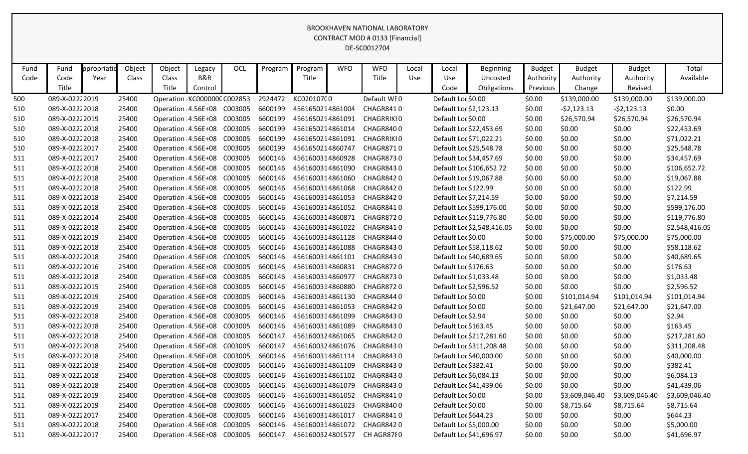BROOKHAVEN NATIONAL LABORATORY
CONTRACT MOD # 0133 [Financial]
DE-SC0012704

| Fund Code | Fund Code Title | ppropriatio Year | Object Class | Object Class Title | Legacy B&R Control | OCL | Program | Program Title | WFO | WFO Title | Local Use | Local Use Code | Beginning Uncosted Obligations | Budget Authority Previous | Budget Authority Change | Budget Authority Revised | Total Available |
|---|---|---|---|---|---|---|---|---|---|---|---|---|---|---|---|---|---|
| 500 | 089-X-0222 | 2019 | 25400 | Operation | KC000000C | C002853 | 2924472 | KC020107C | 0 | Default WF | 0 | Default Loc | $0.00 | $0.00 | $139,000.00 | $139,000.00 | $139,000.00 |
| 510 | 089-X-0222 | 2018 | 25400 | Operation | 4.56E+08 | C003005 | 6600199 | 4561650214861004 | CHAGR841 | 0 | | Default Loc | $2,123.13 | $0.00 | -$2,123.13 | -$2,123.13 | $0.00 |
| 510 | 089-X-0222 | 2019 | 25400 | Operation | 4.56E+08 | C003005 | 6600199 | 4561650214861091 | CHAGRRIKI | 0 | | Default Loc | $0.00 | $0.00 | $26,570.94 | $26,570.94 | $26,570.94 |
| 510 | 089-X-0222 | 2018 | 25400 | Operation | 4.56E+08 | C003005 | 6600199 | 4561650214861014 | CHAGR840 | 0 | | Default Loc | $22,453.69 | $0.00 | $0.00 | $0.00 | $22,453.69 |
| 510 | 089-X-0222 | 2018 | 25400 | Operation | 4.56E+08 | C003005 | 6600199 | 4561650214861091 | CHAGRRIKI | 0 | | Default Loc | $71,022.21 | $0.00 | $0.00 | $0.00 | $71,022.21 |
| 510 | 089-X-0222 | 2017 | 25400 | Operation | 4.56E+08 | C003005 | 6600199 | 4561650214860747 | CHAGR871 | 0 | | Default Loc | $25,548.78 | $0.00 | $0.00 | $0.00 | $25,548.78 |
| 511 | 089-X-0222 | 2017 | 25400 | Operation | 4.56E+08 | C003005 | 6600146 | 4561600314860928 | CHAGR873 | 0 | | Default Loc | $34,457.69 | $0.00 | $0.00 | $0.00 | $34,457.69 |
| 511 | 089-X-0222 | 2018 | 25400 | Operation | 4.56E+08 | C003005 | 6600146 | 4561600314861090 | CHAGR843 | 0 | | Default Loc | $106,652.72 | $0.00 | $0.00 | $0.00 | $106,652.72 |
| 511 | 089-X-0222 | 2018 | 25400 | Operation | 4.56E+08 | C003005 | 6600146 | 4561600314861060 | CHAGR842 | 0 | | Default Loc | $19,067.88 | $0.00 | $0.00 | $0.00 | $19,067.88 |
| 511 | 089-X-0222 | 2018 | 25400 | Operation | 4.56E+08 | C003005 | 6600146 | 4561600314861068 | CHAGR842 | 0 | | Default Loc | $122.99 | $0.00 | $0.00 | $0.00 | $122.99 |
| 511 | 089-X-0222 | 2018 | 25400 | Operation | 4.56E+08 | C003005 | 6600146 | 4561600314861053 | CHAGR842 | 0 | | Default Loc | $7,214.59 | $0.00 | $0.00 | $0.00 | $7,214.59 |
| 511 | 089-X-0222 | 2018 | 25400 | Operation | 4.56E+08 | C003005 | 6600146 | 4561600314861052 | CHAGR841 | 0 | | Default Loc | $599,176.00 | $0.00 | $0.00 | $0.00 | $599,176.00 |
| 511 | 089-X-0222 | 2014 | 25400 | Operation | 4.56E+08 | C003005 | 6600146 | 4561600314860871 | CHAGR872 | 0 | | Default Loc | $119,776.80 | $0.00 | $0.00 | $0.00 | $119,776.80 |
| 511 | 089-X-0222 | 2018 | 25400 | Operation | 4.56E+08 | C003005 | 6600146 | 4561600314861022 | CHAGR841 | 0 | | Default Loc | $2,548,416.05 | $0.00 | $0.00 | $0.00 | $2,548,416.05 |
| 511 | 089-X-0222 | 2019 | 25400 | Operation | 4.56E+08 | C003005 | 6600146 | 4561600314861128 | CHAGR844 | 0 | | Default Loc | $0.00 | $0.00 | $75,000.00 | $75,000.00 | $75,000.00 |
| 511 | 089-X-0222 | 2018 | 25400 | Operation | 4.56E+08 | C003005 | 6600146 | 4561600314861088 | CHAGR843 | 0 | | Default Loc | $58,118.62 | $0.00 | $0.00 | $0.00 | $58,118.62 |
| 511 | 089-X-0222 | 2018 | 25400 | Operation | 4.56E+08 | C003005 | 6600146 | 4561600314861101 | CHAGR843 | 0 | | Default Loc | $40,689.65 | $0.00 | $0.00 | $0.00 | $40,689.65 |
| 511 | 089-X-0222 | 2016 | 25400 | Operation | 4.56E+08 | C003005 | 6600146 | 4561600314860831 | CHAGR872 | 0 | | Default Loc | $176.63 | $0.00 | $0.00 | $0.00 | $176.63 |
| 511 | 089-X-0222 | 2018 | 25400 | Operation | 4.56E+08 | C003005 | 6600146 | 4561600314860977 | CHAGR873 | 0 | | Default Loc | $1,033.48 | $0.00 | $0.00 | $0.00 | $1,033.48 |
| 511 | 089-X-0222 | 2015 | 25400 | Operation | 4.56E+08 | C003005 | 6600146 | 4561600314860880 | CHAGR872 | 0 | | Default Loc | $2,596.52 | $0.00 | $0.00 | $0.00 | $2,596.52 |
| 511 | 089-X-0222 | 2019 | 25400 | Operation | 4.56E+08 | C003005 | 6600146 | 4561600314861130 | CHAGR844 | 0 | | Default Loc | $0.00 | $0.00 | $101,014.94 | $101,014.94 | $101,014.94 |
| 511 | 089-X-0222 | 2019 | 25400 | Operation | 4.56E+08 | C003005 | 6600146 | 4561600314861053 | CHAGR842 | 0 | | Default Loc | $0.00 | $0.00 | $21,647.00 | $21,647.00 | $21,647.00 |
| 511 | 089-X-0222 | 2018 | 25400 | Operation | 4.56E+08 | C003005 | 6600146 | 4561600314861099 | CHAGR843 | 0 | | Default Loc | $2.94 | $0.00 | $0.00 | $0.00 | $2.94 |
| 511 | 089-X-0222 | 2018 | 25400 | Operation | 4.56E+08 | C003005 | 6600146 | 4561600314861089 | CHAGR843 | 0 | | Default Loc | $163.45 | $0.00 | $0.00 | $0.00 | $163.45 |
| 511 | 089-X-0222 | 2018 | 25400 | Operation | 4.56E+08 | C003005 | 6600147 | 4561600324861065 | CHAGR842 | 0 | | Default Loc | $217,281.60 | $0.00 | $0.00 | $0.00 | $217,281.60 |
| 511 | 089-X-0222 | 2018 | 25400 | Operation | 4.56E+08 | C003005 | 6600147 | 4561600324861076 | CHAGR843 | 0 | | Default Loc | $311,208.48 | $0.00 | $0.00 | $0.00 | $311,208.48 |
| 511 | 089-X-0222 | 2018 | 25400 | Operation | 4.56E+08 | C003005 | 6600146 | 4561600314861114 | CHAGR843 | 0 | | Default Loc | $40,000.00 | $0.00 | $0.00 | $0.00 | $40,000.00 |
| 511 | 089-X-0222 | 2018 | 25400 | Operation | 4.56E+08 | C003005 | 6600146 | 4561600314861109 | CHAGR843 | 0 | | Default Loc | $382.41 | $0.00 | $0.00 | $0.00 | $382.41 |
| 511 | 089-X-0222 | 2018 | 25400 | Operation | 4.56E+08 | C003005 | 6600146 | 4561600314861102 | CHAGR843 | 0 | | Default Loc | $6,084.13 | $0.00 | $0.00 | $0.00 | $6,084.13 |
| 511 | 089-X-0222 | 2018 | 25400 | Operation | 4.56E+08 | C003005 | 6600146 | 4561600314861079 | CHAGR843 | 0 | | Default Loc | $41,439.06 | $0.00 | $0.00 | $0.00 | $41,439.06 |
| 511 | 089-X-0222 | 2019 | 25400 | Operation | 4.56E+08 | C003005 | 6600146 | 4561600314861052 | CHAGR841 | 0 | | Default Loc | $0.00 | $0.00 | $3,609,046.40 | $3,609,046.40 | $3,609,046.40 |
| 511 | 089-X-0222 | 2019 | 25400 | Operation | 4.56E+08 | C003005 | 6600146 | 4561600314861023 | CHAGR840 | 0 | | Default Loc | $0.00 | $0.00 | $8,715.64 | $8,715.64 | $8,715.64 |
| 511 | 089-X-0222 | 2017 | 25400 | Operation | 4.56E+08 | C003005 | 6600146 | 4561600314861017 | CHAGR841 | 0 | | Default Loc | $644.23 | $0.00 | $0.00 | $0.00 | $644.23 |
| 511 | 089-X-0222 | 2018 | 25400 | Operation | 4.56E+08 | C003005 | 6600146 | 4561600314861072 | CHAGR842 | 0 | | Default Loc | $5,000.00 | $0.00 | $0.00 | $0.00 | $5,000.00 |
| 511 | 089-X-0222 | 2017 | 25400 | Operation | 4.56E+08 | C003005 | 6600147 | 4561600324801577 | CH AGR87 | 0 | | Default Loc | $41,696.97 | $0.00 | $0.00 | $0.00 | $41,696.97 |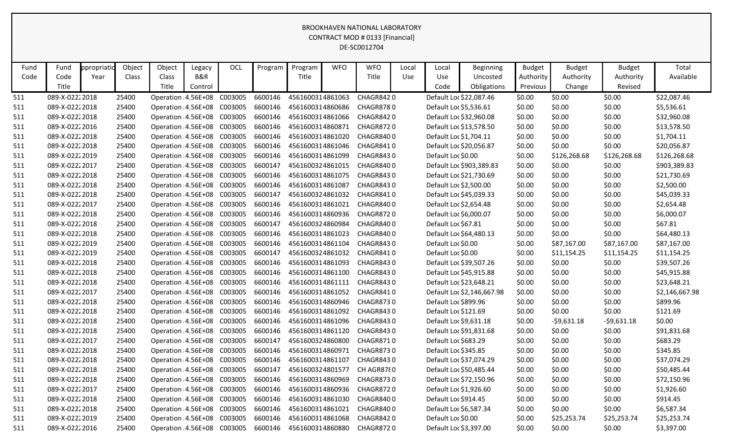BROOKHAVEN NATIONAL LABORATORY
CONTRACT MOD # 0133 [Financial]
DE-SC0012704

| Fund Code | Fund Code Title | ppropriatio Year | Object Class | Object Class Title | Legacy B&R Control | OCL | Program | Program Title | WFO | WFO Title | Local Use | Local Use Code | Beginning Uncosted Obligations | Budget Authority Previous | Budget Authority Change | Budget Authority Revised | Total Available |
|---|---|---|---|---|---|---|---|---|---|---|---|---|---|---|---|---|---|
| 511 | 089-X-0222 | 2018 | 25400 | Operation | 4.56E+08 | C003005 | 6600146 | 4561600314861063 | | CHAGR842 | 0 | Default Loc | $22,087.46 | $0.00 | $0.00 | $0.00 | $22,087.46 |
| 511 | 089-X-0222 | 2018 | 25400 | Operation | 4.56E+08 | C003005 | 6600146 | 4561600314860686 | | CHAGR878 | 0 | Default Loc | $5,536.61 | $0.00 | $0.00 | $0.00 | $5,536.61 |
| 511 | 089-X-0222 | 2018 | 25400 | Operation | 4.56E+08 | C003005 | 6600146 | 4561600314861066 | | CHAGR842 | 0 | Default Loc | $32,960.08 | $0.00 | $0.00 | $0.00 | $32,960.08 |
| 511 | 089-X-0222 | 2016 | 25400 | Operation | 4.56E+08 | C003005 | 6600146 | 4561600314860871 | | CHAGR872 | 0 | Default Loc | $13,578.50 | $0.00 | $0.00 | $0.00 | $13,578.50 |
| 511 | 089-X-0222 | 2018 | 25400 | Operation | 4.56E+08 | C003005 | 6600146 | 4561600314861020 | | CHAGR840 | 0 | Default Loc | $1,704.11 | $0.00 | $0.00 | $0.00 | $1,704.11 |
| 511 | 089-X-0222 | 2018 | 25400 | Operation | 4.56E+08 | C003005 | 6600146 | 4561600314861046 | | CHAGR841 | 0 | Default Loc | $20,056.87 | $0.00 | $0.00 | $0.00 | $20,056.87 |
| 511 | 089-X-0222 | 2019 | 25400 | Operation | 4.56E+08 | C003005 | 6600146 | 4561600314861099 | | CHAGR843 | 0 | Default Loc | $0.00 | $0.00 | $126,268.68 | $126,268.68 | $126,268.68 |
| 511 | 089-X-0222 | 2017 | 25400 | Operation | 4.56E+08 | C003005 | 6600147 | 4561600324861015 | | CHAGR840 | 0 | Default Loc | $903,389.83 | $0.00 | $0.00 | $0.00 | $903,389.83 |
| 511 | 089-X-0222 | 2018 | 25400 | Operation | 4.56E+08 | C003005 | 6600146 | 4561600314861075 | | CHAGR843 | 0 | Default Loc | $21,730.69 | $0.00 | $0.00 | $0.00 | $21,730.69 |
| 511 | 089-X-0222 | 2018 | 25400 | Operation | 4.56E+08 | C003005 | 6600146 | 4561600314861087 | | CHAGR843 | 0 | Default Loc | $2,500.00 | $0.00 | $0.00 | $0.00 | $2,500.00 |
| 511 | 089-X-0222 | 2018 | 25400 | Operation | 4.56E+08 | C003005 | 6600147 | 4561600324861032 | | CHAGR841 | 0 | Default Loc | $45,039.33 | $0.00 | $0.00 | $0.00 | $45,039.33 |
| 511 | 089-X-0222 | 2017 | 25400 | Operation | 4.56E+08 | C003005 | 6600146 | 4561600314861021 | | CHAGR840 | 0 | Default Loc | $2,654.48 | $0.00 | $0.00 | $0.00 | $2,654.48 |
| 511 | 089-X-0222 | 2018 | 25400 | Operation | 4.56E+08 | C003005 | 6600146 | 4561600314860936 | | CHAGR872 | 0 | Default Loc | $6,000.07 | $0.00 | $0.00 | $0.00 | $6,000.07 |
| 511 | 089-X-0222 | 2018 | 25400 | Operation | 4.56E+08 | C003005 | 6600147 | 4561600324860984 | | CHAGR840 | 0 | Default Loc | $67.81 | $0.00 | $0.00 | $0.00 | $67.81 |
| 511 | 089-X-0222 | 2018 | 25400 | Operation | 4.56E+08 | C003005 | 6600146 | 4561600314861023 | | CHAGR840 | 0 | Default Loc | $64,480.13 | $0.00 | $0.00 | $0.00 | $64,480.13 |
| 511 | 089-X-0222 | 2019 | 25400 | Operation | 4.56E+08 | C003005 | 6600146 | 4561600314861104 | | CHAGR843 | 0 | Default Loc | $0.00 | $0.00 | $87,167.00 | $87,167.00 | $87,167.00 |
| 511 | 089-X-0222 | 2019 | 25400 | Operation | 4.56E+08 | C003005 | 6600147 | 4561600324861032 | | CHAGR841 | 0 | Default Loc | $0.00 | $0.00 | $11,154.25 | $11,154.25 | $11,154.25 |
| 511 | 089-X-0222 | 2018 | 25400 | Operation | 4.56E+08 | C003005 | 6600146 | 4561600314861093 | | CHAGR843 | 0 | Default Loc | $39,507.26 | $0.00 | $0.00 | $0.00 | $39,507.26 |
| 511 | 089-X-0222 | 2018 | 25400 | Operation | 4.56E+08 | C003005 | 6600146 | 4561600314861100 | | CHAGR843 | 0 | Default Loc | $45,915.88 | $0.00 | $0.00 | $0.00 | $45,915.88 |
| 511 | 089-X-0222 | 2018 | 25400 | Operation | 4.56E+08 | C003005 | 6600146 | 4561600314861111 | | CHAGR843 | 0 | Default Loc | $23,648.21 | $0.00 | $0.00 | $0.00 | $23,648.21 |
| 511 | 089-X-0222 | 2017 | 25400 | Operation | 4.56E+08 | C003005 | 6600146 | 4561600314861052 | | CHAGR841 | 0 | Default Loc | $2,146,667.98 | $0.00 | $0.00 | $0.00 | $2,146,667.98 |
| 511 | 089-X-0222 | 2018 | 25400 | Operation | 4.56E+08 | C003005 | 6600146 | 4561600314860946 | | CHAGR873 | 0 | Default Loc | $899.96 | $0.00 | $0.00 | $0.00 | $899.96 |
| 511 | 089-X-0222 | 2018 | 25400 | Operation | 4.56E+08 | C003005 | 6600146 | 4561600314861092 | | CHAGR843 | 0 | Default Loc | $121.69 | $0.00 | $0.00 | $0.00 | $121.69 |
| 511 | 089-X-0222 | 2018 | 25400 | Operation | 4.56E+08 | C003005 | 6600146 | 4561600314861096 | | CHAGR843 | 0 | Default Loc | $9,631.18 | $0.00 | -$9,631.18 | -$9,631.18 | $0.00 |
| 511 | 089-X-0222 | 2018 | 25400 | Operation | 4.56E+08 | C003005 | 6600146 | 4561600314861120 | | CHAGR843 | 0 | Default Loc | $91,831.68 | $0.00 | $0.00 | $0.00 | $91,831.68 |
| 511 | 089-X-0222 | 2017 | 25400 | Operation | 4.56E+08 | C003005 | 6600147 | 4561600324860800 | | CHAGR871 | 0 | Default Loc | $683.29 | $0.00 | $0.00 | $0.00 | $683.29 |
| 511 | 089-X-0222 | 2018 | 25400 | Operation | 4.56E+08 | C003005 | 6600146 | 4561600314860971 | | CHAGR873 | 0 | Default Loc | $345.85 | $0.00 | $0.00 | $0.00 | $345.85 |
| 511 | 089-X-0222 | 2018 | 25400 | Operation | 4.56E+08 | C003005 | 6600146 | 4561600314861107 | | CHAGR843 | 0 | Default Loc | $37,074.29 | $0.00 | $0.00 | $0.00 | $37,074.29 |
| 511 | 089-X-0222 | 2018 | 25400 | Operation | 4.56E+08 | C003005 | 6600147 | 4561600324801577 | | CH AGR87 | 0 | Default Loc | $50,485.44 | $0.00 | $0.00 | $0.00 | $50,485.44 |
| 511 | 089-X-0222 | 2018 | 25400 | Operation | 4.56E+08 | C003005 | 6600146 | 4561600314860969 | | CHAGR873 | 0 | Default Loc | $72,150.96 | $0.00 | $0.00 | $0.00 | $72,150.96 |
| 511 | 089-X-0222 | 2017 | 25400 | Operation | 4.56E+08 | C003005 | 6600146 | 4561600314860936 | | CHAGR872 | 0 | Default Loc | $1,926.60 | $0.00 | $0.00 | $0.00 | $1,926.60 |
| 511 | 089-X-0222 | 2018 | 25400 | Operation | 4.56E+08 | C003005 | 6600146 | 4561600314861030 | | CHAGR840 | 0 | Default Loc | $914.45 | $0.00 | $0.00 | $0.00 | $914.45 |
| 511 | 089-X-0222 | 2018 | 25400 | Operation | 4.56E+08 | C003005 | 6600146 | 4561600314861021 | | CHAGR840 | 0 | Default Loc | $6,587.34 | $0.00 | $0.00 | $0.00 | $6,587.34 |
| 511 | 089-X-0222 | 2019 | 25400 | Operation | 4.56E+08 | C003005 | 6600146 | 4561600314861068 | | CHAGR842 | 0 | Default Loc | $0.00 | $0.00 | $25,253.74 | $25,253.74 | $25,253.74 |
| 511 | 089-X-0222 | 2016 | 25400 | Operation | 4.56E+08 | C003005 | 6600146 | 4561600314860880 | | CHAGR872 | 0 | Default Loc | $3,397.00 | $0.00 | $0.00 | $0.00 | $3,397.00 |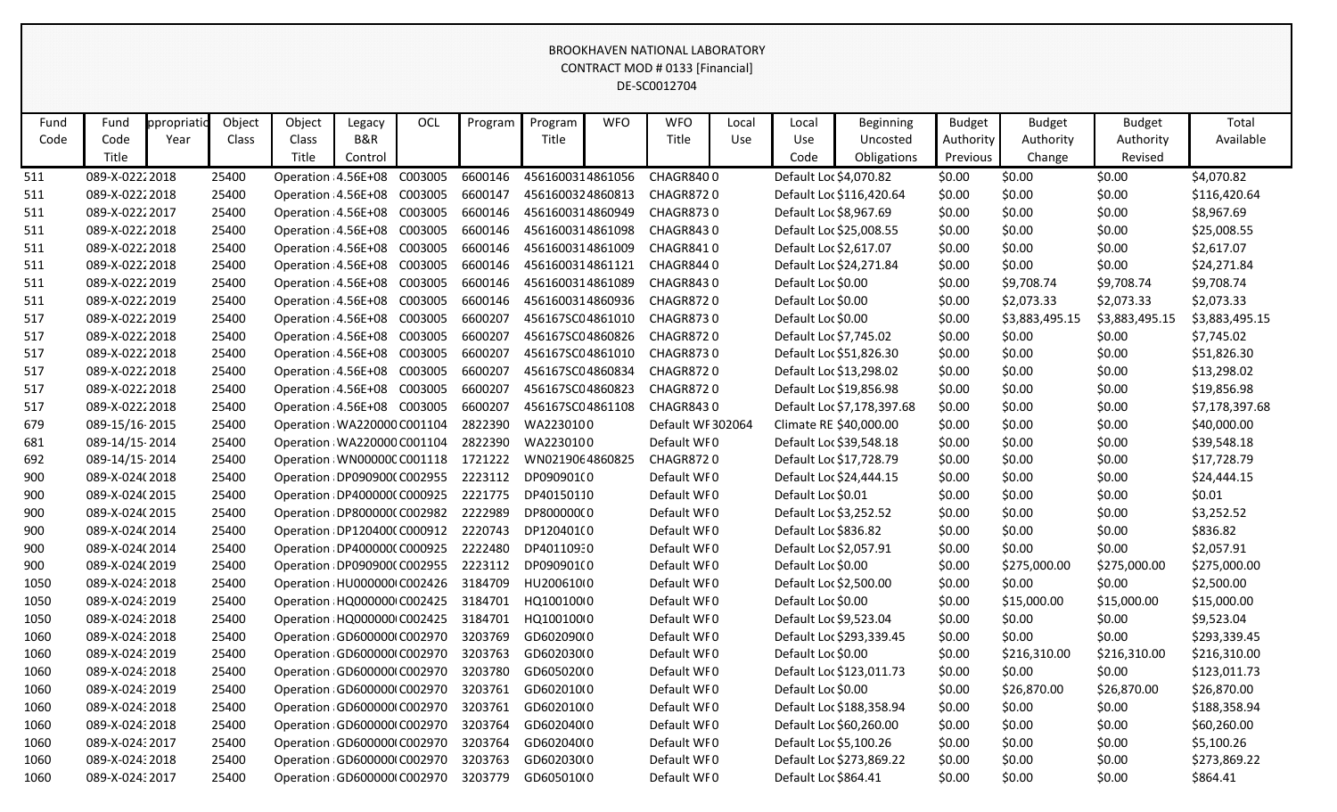BROOKHAVEN NATIONAL LABORATORY
CONTRACT MOD # 0133 [Financial]
DE-SC0012704

| Fund Code | Fund Code Title | ppropriatio Year | Object Class | Object Class Title | Legacy B&R Control | OCL | Program | Program Title | WFO | WFO Title | Local Use | Local Use Code | Beginning Uncosted Obligations | Budget Authority Previous | Budget Authority Change | Budget Authority Revised | Total Available |
|---|---|---|---|---|---|---|---|---|---|---|---|---|---|---|---|---|---|
| 511 | 089-X-0222 | 2018 | 25400 | Operation | 4.56E+08 | C003005 | 6600146 | 4561600314861056 | | CHAGR840 | 0 | Default Loc | $4,070.82 | $0.00 | $0.00 | $0.00 | $4,070.82 |
| 511 | 089-X-0222 | 2018 | 25400 | Operation | 4.56E+08 | C003005 | 6600147 | 4561600324860813 | | CHAGR872 | 0 | Default Loc | $116,420.64 | $0.00 | $0.00 | $0.00 | $116,420.64 |
| 511 | 089-X-0222 | 2017 | 25400 | Operation | 4.56E+08 | C003005 | 6600146 | 4561600314860949 | | CHAGR873 | 0 | Default Loc | $8,967.69 | $0.00 | $0.00 | $0.00 | $8,967.69 |
| 511 | 089-X-0222 | 2018 | 25400 | Operation | 4.56E+08 | C003005 | 6600146 | 4561600314861098 | | CHAGR843 | 0 | Default Loc | $25,008.55 | $0.00 | $0.00 | $0.00 | $25,008.55 |
| 511 | 089-X-0222 | 2018 | 25400 | Operation | 4.56E+08 | C003005 | 6600146 | 4561600314861009 | | CHAGR841 | 0 | Default Loc | $2,617.07 | $0.00 | $0.00 | $0.00 | $2,617.07 |
| 511 | 089-X-0222 | 2018 | 25400 | Operation | 4.56E+08 | C003005 | 6600146 | 4561600314861121 | | CHAGR844 | 0 | Default Loc | $24,271.84 | $0.00 | $0.00 | $0.00 | $24,271.84 |
| 511 | 089-X-0222 | 2019 | 25400 | Operation | 4.56E+08 | C003005 | 6600146 | 4561600314861089 | | CHAGR843 | 0 | Default Loc | $0.00 | $0.00 | $9,708.74 | $9,708.74 | $9,708.74 |
| 511 | 089-X-0222 | 2019 | 25400 | Operation | 4.56E+08 | C003005 | 6600146 | 4561600314860936 | | CHAGR872 | 0 | Default Loc | $0.00 | $0.00 | $2,073.33 | $2,073.33 | $2,073.33 |
| 517 | 089-X-0222 | 2019 | 25400 | Operation | 4.56E+08 | C003005 | 6600207 | 456167SC04861010 | | CHAGR873 | 0 | Default Loc | $0.00 | $0.00 | $3,883,495.15 | $3,883,495.15 | $3,883,495.15 |
| 517 | 089-X-0222 | 2018 | 25400 | Operation | 4.56E+08 | C003005 | 6600207 | 456167SC04860826 | | CHAGR872 | 0 | Default Loc | $7,745.02 | $0.00 | $0.00 | $0.00 | $7,745.02 |
| 517 | 089-X-0222 | 2018 | 25400 | Operation | 4.56E+08 | C003005 | 6600207 | 456167SC04861010 | | CHAGR873 | 0 | Default Loc | $51,826.30 | $0.00 | $0.00 | $0.00 | $51,826.30 |
| 517 | 089-X-0222 | 2018 | 25400 | Operation | 4.56E+08 | C003005 | 6600207 | 456167SC04860834 | | CHAGR872 | 0 | Default Loc | $13,298.02 | $0.00 | $0.00 | $0.00 | $13,298.02 |
| 517 | 089-X-0222 | 2018 | 25400 | Operation | 4.56E+08 | C003005 | 6600207 | 456167SC04860823 | | CHAGR872 | 0 | Default Loc | $19,856.98 | $0.00 | $0.00 | $0.00 | $19,856.98 |
| 517 | 089-X-0222 | 2018 | 25400 | Operation | 4.56E+08 | C003005 | 6600207 | 456167SC04861108 | | CHAGR843 | 0 | Default Loc | $7,178,397.68 | $0.00 | $0.00 | $0.00 | $7,178,397.68 |
| 679 | 089-15/16- | 2015 | 25400 | Operation | WA220000 | C001104 | 2822390 | WA2230100 | | Default WF | 302064 | Climate RE | $40,000.00 | $0.00 | $0.00 | $0.00 | $40,000.00 |
| 681 | 089-14/15- | 2014 | 25400 | Operation | WA220000 | C001104 | 2822390 | WA2230100 | | Default WF | 0 | Default Loc | $39,548.18 | $0.00 | $0.00 | $0.00 | $39,548.18 |
| 692 | 089-14/15- | 2014 | 25400 | Operation | WN000000 | C001118 | 1721222 | WN0219064860825 | | CHAGR872 | 0 | Default Loc | $17,728.79 | $0.00 | $0.00 | $0.00 | $17,728.79 |
| 900 | 089-X-024( | 2018 | 25400 | Operation | DP090900( | C002955 | 2223112 | DP090901( | 0 | Default WF | 0 | Default Loc | $24,444.15 | $0.00 | $0.00 | $0.00 | $24,444.15 |
| 900 | 089-X-024( | 2015 | 25400 | Operation | DP400000( | C000925 | 2221775 | DP4015011 | 0 | Default WF | 0 | Default Loc | $0.01 | $0.00 | $0.00 | $0.00 | $0.01 |
| 900 | 089-X-024( | 2015 | 25400 | Operation | DP800000( | C002982 | 2222989 | DP800000( | 0 | Default WF | 0 | Default Loc | $3,252.52 | $0.00 | $0.00 | $0.00 | $3,252.52 |
| 900 | 089-X-024( | 2014 | 25400 | Operation | DP120400( | C000912 | 2220743 | DP120401( | 0 | Default WF | 0 | Default Loc | $836.82 | $0.00 | $0.00 | $0.00 | $836.82 |
| 900 | 089-X-024( | 2014 | 25400 | Operation | DP400000( | C000925 | 2222480 | DP401109: | 0 | Default WF | 0 | Default Loc | $2,057.91 | $0.00 | $0.00 | $0.00 | $2,057.91 |
| 900 | 089-X-024( | 2019 | 25400 | Operation | DP090900( | C002955 | 2223112 | DP090901( | 0 | Default WF | 0 | Default Loc | $0.00 | $0.00 | $275,000.00 | $275,000.00 | $275,000.00 |
| 1050 | 089-X-024: | 2018 | 25400 | Operation | HU000000( | C002426 | 3184709 | HU200610( | 0 | Default WF | 0 | Default Loc | $2,500.00 | $0.00 | $0.00 | $0.00 | $2,500.00 |
| 1050 | 089-X-024: | 2019 | 25400 | Operation | HQ000000( | C002425 | 3184701 | HQ100100( | 0 | Default WF | 0 | Default Loc | $0.00 | $0.00 | $15,000.00 | $15,000.00 | $15,000.00 |
| 1050 | 089-X-024: | 2018 | 25400 | Operation | HQ000000( | C002425 | 3184701 | HQ100100( | 0 | Default WF | 0 | Default Loc | $9,523.04 | $0.00 | $0.00 | $0.00 | $9,523.04 |
| 1060 | 089-X-024: | 2018 | 25400 | Operation | GD600000( | C002970 | 3203769 | GD602090( | 0 | Default WF | 0 | Default Loc | $293,339.45 | $0.00 | $0.00 | $0.00 | $293,339.45 |
| 1060 | 089-X-024: | 2019 | 25400 | Operation | GD600000( | C002970 | 3203763 | GD602030( | 0 | Default WF | 0 | Default Loc | $0.00 | $0.00 | $216,310.00 | $216,310.00 | $216,310.00 |
| 1060 | 089-X-024: | 2018 | 25400 | Operation | GD600000( | C002970 | 3203780 | GD605020( | 0 | Default WF | 0 | Default Loc | $123,011.73 | $0.00 | $0.00 | $0.00 | $123,011.73 |
| 1060 | 089-X-024: | 2019 | 25400 | Operation | GD600000( | C002970 | 3203761 | GD602010( | 0 | Default WF | 0 | Default Loc | $0.00 | $0.00 | $26,870.00 | $26,870.00 | $26,870.00 |
| 1060 | 089-X-024: | 2018 | 25400 | Operation | GD600000( | C002970 | 3203761 | GD602010( | 0 | Default WF | 0 | Default Loc | $188,358.94 | $0.00 | $0.00 | $0.00 | $188,358.94 |
| 1060 | 089-X-024: | 2018 | 25400 | Operation | GD600000( | C002970 | 3203764 | GD602040( | 0 | Default WF | 0 | Default Loc | $60,260.00 | $0.00 | $0.00 | $0.00 | $60,260.00 |
| 1060 | 089-X-024: | 2017 | 25400 | Operation | GD600000( | C002970 | 3203764 | GD602040( | 0 | Default WF | 0 | Default Loc | $5,100.26 | $0.00 | $0.00 | $0.00 | $5,100.26 |
| 1060 | 089-X-024: | 2018 | 25400 | Operation | GD600000( | C002970 | 3203763 | GD602030( | 0 | Default WF | 0 | Default Loc | $273,869.22 | $0.00 | $0.00 | $0.00 | $273,869.22 |
| 1060 | 089-X-024: | 2017 | 25400 | Operation | GD600000( | C002970 | 3203779 | GD605010( | 0 | Default WF | 0 | Default Loc | $864.41 | $0.00 | $0.00 | $0.00 | $864.41 |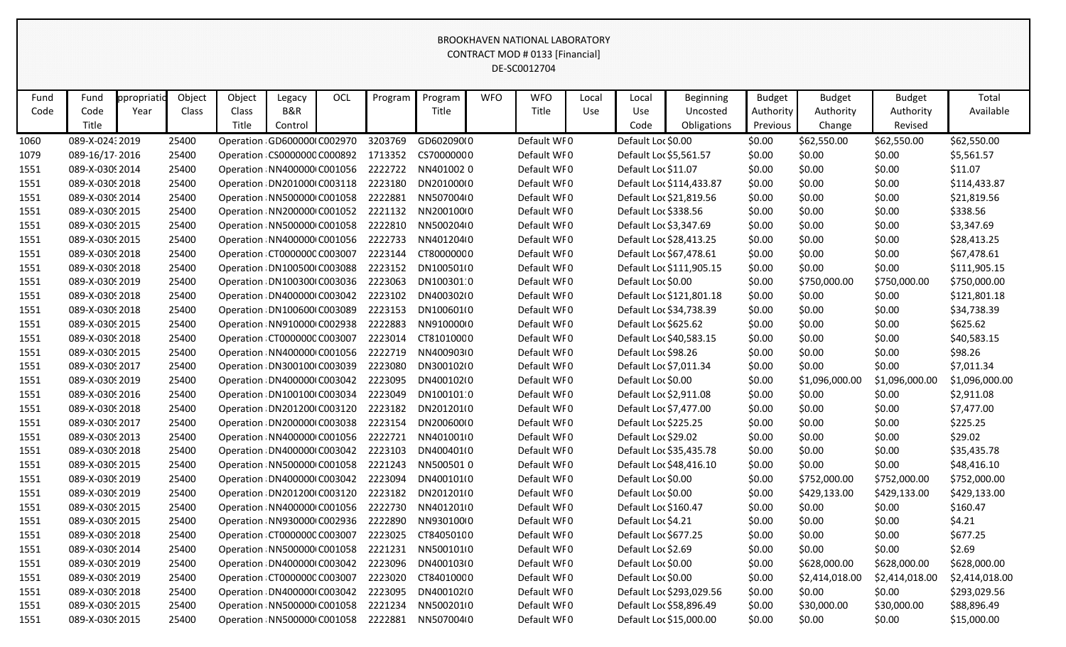BROOKHAVEN NATIONAL LABORATORY
CONTRACT MOD # 0133 [Financial]
DE-SC0012704

| Fund Code | Fund Code Title | ppropriatio Year | Object Class | Object Class Title | Legacy B&R Control | OCL | Program | Program Title | WFO | WFO Title | Local Use | Local Use Code | Beginning Uncosted Obligations | Budget Authority Previous | Budget Authority Change | Budget Authority Revised | Total Available |
|---|---|---|---|---|---|---|---|---|---|---|---|---|---|---|---|---|---|
| 1060 | 089-X-024: | 2019 | 25400 | Operation | GD600000( | C002970 | 3203769 | GD602090( | | Default WF | 0 | Default Loc | $0.00 | $0.00 | $62,550.00 | $62,550.00 | $62,550.00 |
| 1079 | 089-16/17- | 2016 | 25400 | Operation | CS0000000 | C000892 | 1713352 | CS7000000 | | Default WF | 0 | Default Loc | $5,561.57 | $0.00 | $0.00 | $0.00 | $5,561.57 |
| 1551 | 089-X-030! | 2014 | 25400 | Operation | NN400000( | C001056 | 2222722 | NN401002 | | Default WF | 0 | Default Loc | $11.07 | $0.00 | $0.00 | $0.00 | $11.07 |
| 1551 | 089-X-030! | 2018 | 25400 | Operation | DN201000( | C003118 | 2223180 | DN201000( | | Default WF | 0 | Default Loc | $114,433.87 | $0.00 | $0.00 | $0.00 | $114,433.87 |
| 1551 | 089-X-030! | 2014 | 25400 | Operation | NN500000( | C001058 | 2222881 | NN507004( | | Default WF | 0 | Default Loc | $21,819.56 | $0.00 | $0.00 | $0.00 | $21,819.56 |
| 1551 | 089-X-030! | 2015 | 25400 | Operation | NN200000( | C001052 | 2221132 | NN200100( | | Default WF | 0 | Default Loc | $338.56 | $0.00 | $0.00 | $0.00 | $338.56 |
| 1551 | 089-X-030! | 2015 | 25400 | Operation | NN500000( | C001058 | 2222810 | NN500204( | | Default WF | 0 | Default Loc | $3,347.69 | $0.00 | $0.00 | $0.00 | $3,347.69 |
| 1551 | 089-X-030! | 2015 | 25400 | Operation | NN400000( | C001056 | 2222733 | NN401204( | | Default WF | 0 | Default Loc | $28,413.25 | $0.00 | $0.00 | $0.00 | $28,413.25 |
| 1551 | 089-X-030! | 2018 | 25400 | Operation | CT0000000 | C003007 | 2223144 | CT8000000 | | Default WF | 0 | Default Loc | $67,478.61 | $0.00 | $0.00 | $0.00 | $67,478.61 |
| 1551 | 089-X-030! | 2018 | 25400 | Operation | DN100500( | C003088 | 2223152 | DN100501( | | Default WF | 0 | Default Loc | $111,905.15 | $0.00 | $0.00 | $0.00 | $111,905.15 |
| 1551 | 089-X-030! | 2019 | 25400 | Operation | DN100300( | C003036 | 2223063 | DN100301: | | Default WF | 0 | Default Loc | $0.00 | $0.00 | $750,000.00 | $750,000.00 | $750,000.00 |
| 1551 | 089-X-030! | 2018 | 25400 | Operation | DN400000( | C003042 | 2223102 | DN400302( | | Default WF | 0 | Default Loc | $121,801.18 | $0.00 | $0.00 | $0.00 | $121,801.18 |
| 1551 | 089-X-030! | 2018 | 25400 | Operation | DN100600( | C003089 | 2223153 | DN100601( | | Default WF | 0 | Default Loc | $34,738.39 | $0.00 | $0.00 | $0.00 | $34,738.39 |
| 1551 | 089-X-030! | 2015 | 25400 | Operation | NN910000( | C002938 | 2222883 | NN910000( | | Default WF | 0 | Default Loc | $625.62 | $0.00 | $0.00 | $0.00 | $625.62 |
| 1551 | 089-X-030! | 2018 | 25400 | Operation | CT0000000 | C003007 | 2223014 | CT8101000 | | Default WF | 0 | Default Loc | $40,583.15 | $0.00 | $0.00 | $0.00 | $40,583.15 |
| 1551 | 089-X-030! | 2015 | 25400 | Operation | NN400000( | C001056 | 2222719 | NN400903( | | Default WF | 0 | Default Loc | $98.26 | $0.00 | $0.00 | $0.00 | $98.26 |
| 1551 | 089-X-030! | 2017 | 25400 | Operation | DN300100( | C003039 | 2223080 | DN300102( | | Default WF | 0 | Default Loc | $7,011.34 | $0.00 | $0.00 | $0.00 | $7,011.34 |
| 1551 | 089-X-030! | 2019 | 25400 | Operation | DN400000( | C003042 | 2223095 | DN400102( | | Default WF | 0 | Default Loc | $0.00 | $0.00 | $1,096,000.00 | $1,096,000.00 | $1,096,000.00 |
| 1551 | 089-X-030! | 2016 | 25400 | Operation | DN100100( | C003034 | 2223049 | DN100101: | | Default WF | 0 | Default Loc | $2,911.08 | $0.00 | $0.00 | $0.00 | $2,911.08 |
| 1551 | 089-X-030! | 2018 | 25400 | Operation | DN201200( | C003120 | 2223182 | DN201201( | | Default WF | 0 | Default Loc | $7,477.00 | $0.00 | $0.00 | $0.00 | $7,477.00 |
| 1551 | 089-X-030! | 2017 | 25400 | Operation | DN200000( | C003038 | 2223154 | DN200600( | | Default WF | 0 | Default Loc | $225.25 | $0.00 | $0.00 | $0.00 | $225.25 |
| 1551 | 089-X-030! | 2013 | 25400 | Operation | NN400000( | C001056 | 2222721 | NN401001( | | Default WF | 0 | Default Loc | $29.02 | $0.00 | $0.00 | $0.00 | $29.02 |
| 1551 | 089-X-030! | 2018 | 25400 | Operation | DN400000( | C003042 | 2223103 | DN400401( | | Default WF | 0 | Default Loc | $35,435.78 | $0.00 | $0.00 | $0.00 | $35,435.78 |
| 1551 | 089-X-030! | 2015 | 25400 | Operation | NN500000( | C001058 | 2221243 | NN500501 | | Default WF | 0 | Default Loc | $48,416.10 | $0.00 | $0.00 | $0.00 | $48,416.10 |
| 1551 | 089-X-030! | 2019 | 25400 | Operation | DN400000( | C003042 | 2223094 | DN400101( | | Default WF | 0 | Default Loc | $0.00 | $0.00 | $752,000.00 | $752,000.00 | $752,000.00 |
| 1551 | 089-X-030! | 2019 | 25400 | Operation | DN201200( | C003120 | 2223182 | DN201201( | | Default WF | 0 | Default Loc | $0.00 | $0.00 | $429,133.00 | $429,133.00 | $429,133.00 |
| 1551 | 089-X-030! | 2015 | 25400 | Operation | NN400000( | C001056 | 2222730 | NN401201( | | Default WF | 0 | Default Loc | $160.47 | $0.00 | $0.00 | $0.00 | $160.47 |
| 1551 | 089-X-030! | 2015 | 25400 | Operation | NN930000( | C002936 | 2222890 | NN930100( | | Default WF | 0 | Default Loc | $4.21 | $0.00 | $0.00 | $0.00 | $4.21 |
| 1551 | 089-X-030! | 2018 | 25400 | Operation | CT0000000 | C003007 | 2223025 | CT8405010 | | Default WF | 0 | Default Loc | $677.25 | $0.00 | $0.00 | $0.00 | $677.25 |
| 1551 | 089-X-030! | 2014 | 25400 | Operation | NN500000( | C001058 | 2221231 | NN500101( | | Default WF | 0 | Default Loc | $2.69 | $0.00 | $0.00 | $0.00 | $2.69 |
| 1551 | 089-X-030! | 2019 | 25400 | Operation | DN400000( | C003042 | 2223096 | DN400103( | | Default WF | 0 | Default Loc | $0.00 | $0.00 | $628,000.00 | $628,000.00 | $628,000.00 |
| 1551 | 089-X-030! | 2019 | 25400 | Operation | CT0000000 | C003007 | 2223020 | CT8401000 | | Default WF | 0 | Default Loc | $0.00 | $0.00 | $2,414,018.00 | $2,414,018.00 | $2,414,018.00 |
| 1551 | 089-X-030! | 2018 | 25400 | Operation | DN400000( | C003042 | 2223095 | DN400102( | | Default WF | 0 | Default Loc | $293,029.56 | $0.00 | $0.00 | $0.00 | $293,029.56 |
| 1551 | 089-X-030! | 2015 | 25400 | Operation | NN500000( | C001058 | 2221234 | NN500201( | | Default WF | 0 | Default Loc | $58,896.49 | $0.00 | $30,000.00 | $30,000.00 | $88,896.49 |
| 1551 | 089-X-030! | 2015 | 25400 | Operation | NN500000( | C001058 | 2222881 | NN507004( | | Default WF | 0 | Default Loc | $15,000.00 | $0.00 | $0.00 | $0.00 | $15,000.00 |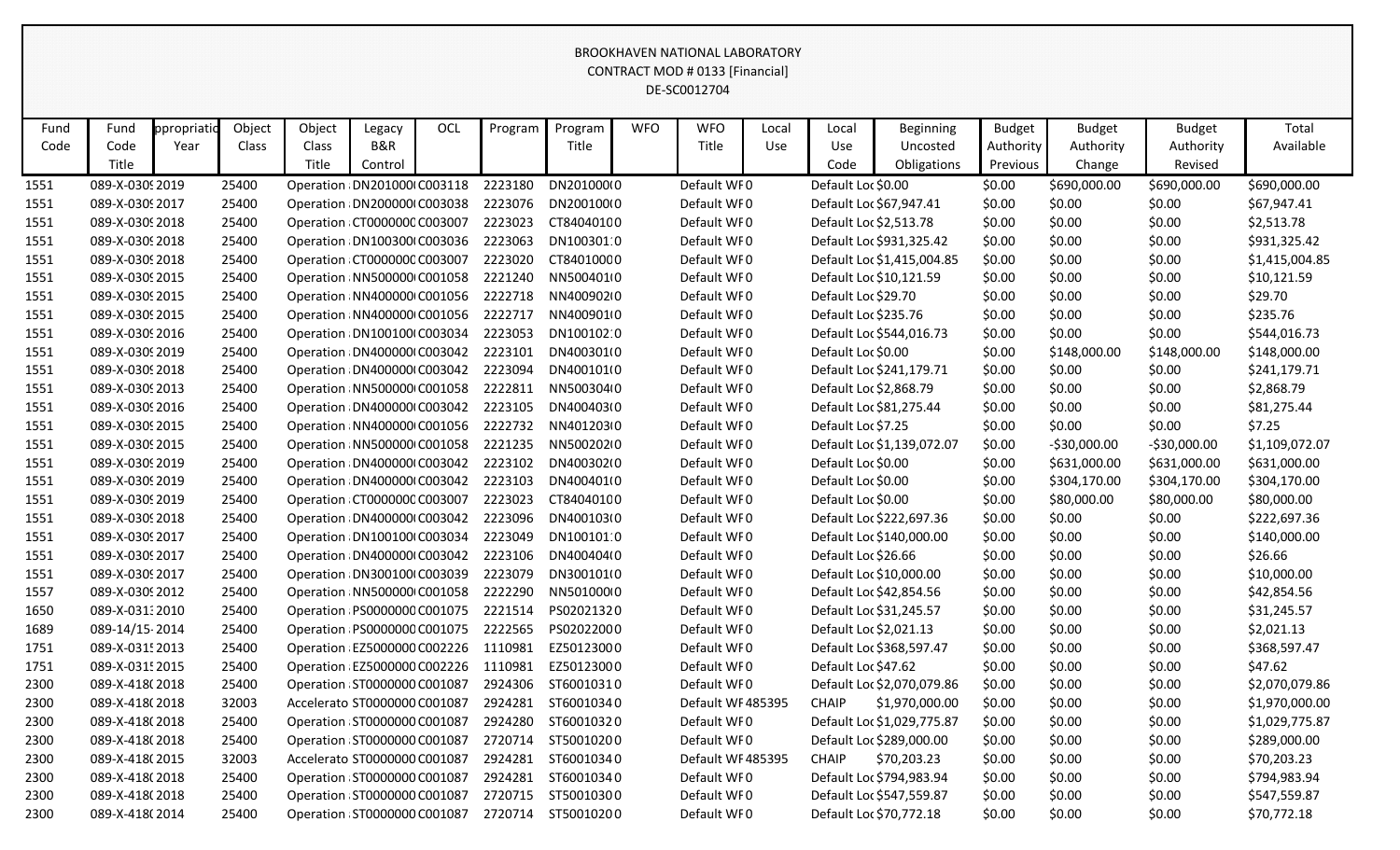BROOKHAVEN NATIONAL LABORATORY
CONTRACT MOD # 0133 [Financial]
DE-SC0012704

| Fund Code | Fund Code Title | ppropriatio Year | Object Class | Object Class Title | Legacy B&R Control | OCL | Program | Program Title | WFO | WFO Title | Local Use | Local Use Code | Beginning Uncosted Obligations | Budget Authority Previous | Budget Authority Change | Budget Authority Revised | Total Available |
|---|---|---|---|---|---|---|---|---|---|---|---|---|---|---|---|---|---|
| 1551 | 089-X-030 | 2019 | 25400 | Operation | DN201000( | C003118 | 2223180 | DN201000( | | Default WF | 0 | Default Lo | $0.00 | $0.00 | $690,000.00 | $690,000.00 | $690,000.00 |
| 1551 | 089-X-030 | 2017 | 25400 | Operation | DN200000( | C003038 | 2223076 | DN200100( | | Default WF | 0 | Default Lo | $67,947.41 | $0.00 | $0.00 | $0.00 | $67,947.41 |
| 1551 | 089-X-030 | 2018 | 25400 | Operation | CT0000000 | C003007 | 2223023 | CT8404010 | | Default WF | 0 | Default Lo | $2,513.78 | $0.00 | $0.00 | $0.00 | $2,513.78 |
| 1551 | 089-X-030 | 2018 | 25400 | Operation | DN100300( | C003036 | 2223063 | DN100301: | | Default WF | 0 | Default Lo | $931,325.42 | $0.00 | $0.00 | $0.00 | $931,325.42 |
| 1551 | 089-X-030 | 2018 | 25400 | Operation | CT0000000 | C003007 | 2223020 | CT8401000 | | Default WF | 0 | Default Lo | $1,415,004.85 | $0.00 | $0.00 | $0.00 | $1,415,004.85 |
| 1551 | 089-X-030 | 2015 | 25400 | Operation | NN500000( | C001058 | 2221240 | NN500401( | | Default WF | 0 | Default Lo | $10,121.59 | $0.00 | $0.00 | $0.00 | $10,121.59 |
| 1551 | 089-X-030 | 2015 | 25400 | Operation | NN400000( | C001056 | 2222718 | NN400902( | | Default WF | 0 | Default Lo | $29.70 | $0.00 | $0.00 | $0.00 | $29.70 |
| 1551 | 089-X-030 | 2015 | 25400 | Operation | NN400000( | C001056 | 2222717 | NN400901( | | Default WF | 0 | Default Lo | $235.76 | $0.00 | $0.00 | $0.00 | $235.76 |
| 1551 | 089-X-030 | 2016 | 25400 | Operation | DN100100( | C003034 | 2223053 | DN100102: | | Default WF | 0 | Default Lo | $544,016.73 | $0.00 | $0.00 | $0.00 | $544,016.73 |
| 1551 | 089-X-030 | 2019 | 25400 | Operation | DN400000( | C003042 | 2223101 | DN400301( | | Default WF | 0 | Default Lo | $0.00 | $0.00 | $148,000.00 | $148,000.00 | $148,000.00 |
| 1551 | 089-X-030 | 2018 | 25400 | Operation | DN400000( | C003042 | 2223094 | DN400101( | | Default WF | 0 | Default Lo | $241,179.71 | $0.00 | $0.00 | $0.00 | $241,179.71 |
| 1551 | 089-X-030 | 2013 | 25400 | Operation | NN500000( | C001058 | 2222811 | NN500304( | | Default WF | 0 | Default Lo | $2,868.79 | $0.00 | $0.00 | $0.00 | $2,868.79 |
| 1551 | 089-X-030 | 2016 | 25400 | Operation | DN400000( | C003042 | 2223105 | DN400403( | | Default WF | 0 | Default Lo | $81,275.44 | $0.00 | $0.00 | $0.00 | $81,275.44 |
| 1551 | 089-X-030 | 2015 | 25400 | Operation | NN400000( | C001056 | 2222732 | NN401203( | | Default WF | 0 | Default Lo | $7.25 | $0.00 | $0.00 | $0.00 | $7.25 |
| 1551 | 089-X-030 | 2015 | 25400 | Operation | NN500000( | C001058 | 2221235 | NN500202( | | Default WF | 0 | Default Lo | $1,139,072.07 | $0.00 | -$30,000.00 | -$30,000.00 | $1,109,072.07 |
| 1551 | 089-X-030 | 2019 | 25400 | Operation | DN400000( | C003042 | 2223102 | DN400302( | | Default WF | 0 | Default Lo | $0.00 | $0.00 | $631,000.00 | $631,000.00 | $631,000.00 |
| 1551 | 089-X-030 | 2019 | 25400 | Operation | DN400000( | C003042 | 2223103 | DN400401( | | Default WF | 0 | Default Lo | $0.00 | $0.00 | $304,170.00 | $304,170.00 | $304,170.00 |
| 1551 | 089-X-030 | 2019 | 25400 | Operation | CT0000000 | C003007 | 2223023 | CT8404010 | | Default WF | 0 | Default Lo | $0.00 | $0.00 | $80,000.00 | $80,000.00 | $80,000.00 |
| 1551 | 089-X-030 | 2018 | 25400 | Operation | DN400000( | C003042 | 2223096 | DN400103( | | Default WF | 0 | Default Lo | $222,697.36 | $0.00 | $0.00 | $0.00 | $222,697.36 |
| 1551 | 089-X-030 | 2017 | 25400 | Operation | DN100100( | C003034 | 2223049 | DN100101: | | Default WF | 0 | Default Lo | $140,000.00 | $0.00 | $0.00 | $0.00 | $140,000.00 |
| 1551 | 089-X-030 | 2017 | 25400 | Operation | DN400000( | C003042 | 2223106 | DN400404( | | Default WF | 0 | Default Lo | $26.66 | $0.00 | $0.00 | $0.00 | $26.66 |
| 1551 | 089-X-030 | 2017 | 25400 | Operation | DN300100( | C003039 | 2223079 | DN300101( | | Default WF | 0 | Default Lo | $10,000.00 | $0.00 | $0.00 | $0.00 | $10,000.00 |
| 1557 | 089-X-030 | 2012 | 25400 | Operation | NN500000( | C001058 | 2222290 | NN501000( | | Default WF | 0 | Default Lo | $42,854.56 | $0.00 | $0.00 | $0.00 | $42,854.56 |
| 1650 | 089-X-031 | 2010 | 25400 | Operation | PS0000000 | C001075 | 2221514 | PS0202132 | 0 | Default WF | 0 | Default Lo | $31,245.57 | $0.00 | $0.00 | $0.00 | $31,245.57 |
| 1689 | 089-14/15- | 2014 | 25400 | Operation | PS0000000 | C001075 | 2222565 | PS0202200 | 0 | Default WF | 0 | Default Lo | $2,021.13 | $0.00 | $0.00 | $0.00 | $2,021.13 |
| 1751 | 089-X-031 | 2013 | 25400 | Operation | EZ5000000 | C002226 | 1110981 | EZ5012300 | 0 | Default WF | 0 | Default Lo | $368,597.47 | $0.00 | $0.00 | $0.00 | $368,597.47 |
| 1751 | 089-X-031 | 2015 | 25400 | Operation | EZ5000000 | C002226 | 1110981 | EZ5012300 | 0 | Default WF | 0 | Default Lo | $47.62 | $0.00 | $0.00 | $0.00 | $47.62 |
| 2300 | 089-X-418 | 2018 | 25400 | Operation | ST0000000 | C001087 | 2924306 | ST6001031 | 0 | Default WF | 0 | Default Lo | $2,070,079.86 | $0.00 | $0.00 | $0.00 | $2,070,079.86 |
| 2300 | 089-X-418 | 2018 | 32003 | Accelerato | ST0000000 | C001087 | 2924281 | ST6001034 | 0 | Default WF | 485395 | CHAIP | $1,970,000.00 | $0.00 | $0.00 | $0.00 | $1,970,000.00 |
| 2300 | 089-X-418 | 2018 | 25400 | Operation | ST0000000 | C001087 | 2924280 | ST6001032 | 0 | Default WF | 0 | Default Lo | $1,029,775.87 | $0.00 | $0.00 | $0.00 | $1,029,775.87 |
| 2300 | 089-X-418 | 2018 | 25400 | Operation | ST0000000 | C001087 | 2720714 | ST5001020 | 0 | Default WF | 0 | Default Lo | $289,000.00 | $0.00 | $0.00 | $0.00 | $289,000.00 |
| 2300 | 089-X-418 | 2015 | 32003 | Accelerato | ST0000000 | C001087 | 2924281 | ST6001034 | 0 | Default WF | 485395 | CHAIP | $70,203.23 | $0.00 | $0.00 | $0.00 | $70,203.23 |
| 2300 | 089-X-418 | 2018 | 25400 | Operation | ST0000000 | C001087 | 2924281 | ST6001034 | 0 | Default WF | 0 | Default Lo | $794,983.94 | $0.00 | $0.00 | $0.00 | $794,983.94 |
| 2300 | 089-X-418 | 2018 | 25400 | Operation | ST0000000 | C001087 | 2720715 | ST5001030 | 0 | Default WF | 0 | Default Lo | $547,559.87 | $0.00 | $0.00 | $0.00 | $547,559.87 |
| 2300 | 089-X-418 | 2014 | 25400 | Operation | ST0000000 | C001087 | 2720714 | ST5001020 | 0 | Default WF | 0 | Default Lo | $70,772.18 | $0.00 | $0.00 | $0.00 | $70,772.18 |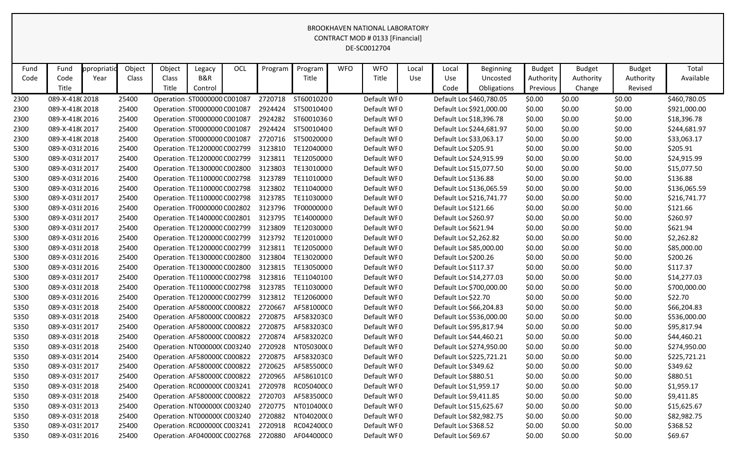BROOKHAVEN NATIONAL LABORATORY
CONTRACT MOD # 0133 [Financial]
DE-SC0012704

| Fund Code | Fund Code Title | ppropriatio Year | Object Class | Object Class Title | Legacy B&R Control | OCL | Program | Program Title | WFO | WFO Title | Local Use | Local Use Code | Beginning Uncosted Obligations | Budget Authority Previous | Budget Authority Change | Budget Authority Revised | Total Available |
|---|---|---|---|---|---|---|---|---|---|---|---|---|---|---|---|---|---|
| 2300 | 089-X-418( | 2018 | 25400 | Operation | ST0000000 | C001087 | 2720718 | ST6001020 | 0 | Default WF | 0 | Default Loc | $460,780.05 | $0.00 | $0.00 | $0.00 | $460,780.05 |
| 2300 | 089-X-418( | 2018 | 25400 | Operation | ST0000000 | C001087 | 2924424 | ST5001040 | 0 | Default WF | 0 | Default Loc | $921,000.00 | $0.00 | $0.00 | $0.00 | $921,000.00 |
| 2300 | 089-X-418( | 2016 | 25400 | Operation | ST0000000 | C001087 | 2924282 | ST6001036 | 0 | Default WF | 0 | Default Loc | $18,396.78 | $0.00 | $0.00 | $0.00 | $18,396.78 |
| 2300 | 089-X-418( | 2017 | 25400 | Operation | ST0000000 | C001087 | 2924424 | ST5001040 | 0 | Default WF | 0 | Default Loc | $244,681.97 | $0.00 | $0.00 | $0.00 | $244,681.97 |
| 2300 | 089-X-418( | 2018 | 25400 | Operation | ST0000000 | C001087 | 2720716 | ST5002000 | 0 | Default WF | 0 | Default Loc | $33,063.17 | $0.00 | $0.00 | $0.00 | $33,063.17 |
| 5300 | 089-X-031{ | 2016 | 25400 | Operation | TE1200000 | C002799 | 3123810 | TE1204000 | 0 | Default WF | 0 | Default Loc | $205.91 | $0.00 | $0.00 | $0.00 | $205.91 |
| 5300 | 089-X-031{ | 2017 | 25400 | Operation | TE1200000 | C002799 | 3123811 | TE1205000 | 0 | Default WF | 0 | Default Loc | $24,915.99 | $0.00 | $0.00 | $0.00 | $24,915.99 |
| 5300 | 089-X-031{ | 2017 | 25400 | Operation | TE1300000 | C002800 | 3123803 | TE1301000 | 0 | Default WF | 0 | Default Loc | $15,077.50 | $0.00 | $0.00 | $0.00 | $15,077.50 |
| 5300 | 089-X-031{ | 2016 | 25400 | Operation | TE1100000 | C002798 | 3123789 | TE1101000 | 0 | Default WF | 0 | Default Loc | $136.88 | $0.00 | $0.00 | $0.00 | $136.88 |
| 5300 | 089-X-031{ | 2016 | 25400 | Operation | TE1100000 | C002798 | 3123802 | TE1104000 | 0 | Default WF | 0 | Default Loc | $136,065.59 | $0.00 | $0.00 | $0.00 | $136,065.59 |
| 5300 | 089-X-031{ | 2017 | 25400 | Operation | TE1100000 | C002798 | 3123785 | TE1103000 | 0 | Default WF | 0 | Default Loc | $216,741.77 | $0.00 | $0.00 | $0.00 | $216,741.77 |
| 5300 | 089-X-031{ | 2016 | 25400 | Operation | TF0000000 | C002802 | 3123796 | TF0000000 | 0 | Default WF | 0 | Default Loc | $121.66 | $0.00 | $0.00 | $0.00 | $121.66 |
| 5300 | 089-X-031{ | 2017 | 25400 | Operation | TE1400000 | C002801 | 3123795 | TE1400000 | 0 | Default WF | 0 | Default Loc | $260.97 | $0.00 | $0.00 | $0.00 | $260.97 |
| 5300 | 089-X-031{ | 2017 | 25400 | Operation | TE1200000 | C002799 | 3123809 | TE1203000 | 0 | Default WF | 0 | Default Loc | $621.94 | $0.00 | $0.00 | $0.00 | $621.94 |
| 5300 | 089-X-031{ | 2016 | 25400 | Operation | TE1200000 | C002799 | 3123792 | TE1201000 | 0 | Default WF | 0 | Default Loc | $2,262.82 | $0.00 | $0.00 | $0.00 | $2,262.82 |
| 5300 | 089-X-031{ | 2018 | 25400 | Operation | TE1200000 | C002799 | 3123811 | TE1205000 | 0 | Default WF | 0 | Default Loc | $85,000.00 | $0.00 | $0.00 | $0.00 | $85,000.00 |
| 5300 | 089-X-031{ | 2016 | 25400 | Operation | TE1300000 | C002800 | 3123804 | TE1302000 | 0 | Default WF | 0 | Default Loc | $200.26 | $0.00 | $0.00 | $0.00 | $200.26 |
| 5300 | 089-X-031{ | 2016 | 25400 | Operation | TE1300000 | C002800 | 3123815 | TE1305000 | 0 | Default WF | 0 | Default Loc | $117.37 | $0.00 | $0.00 | $0.00 | $117.37 |
| 5300 | 089-X-031{ | 2017 | 25400 | Operation | TE1100000 | C002798 | 3123816 | TE1104010 | 0 | Default WF | 0 | Default Loc | $14,277.03 | $0.00 | $0.00 | $0.00 | $14,277.03 |
| 5300 | 089-X-031{ | 2018 | 25400 | Operation | TE1100000 | C002798 | 3123785 | TE1103000 | 0 | Default WF | 0 | Default Loc | $700,000.00 | $0.00 | $0.00 | $0.00 | $700,000.00 |
| 5300 | 089-X-031{ | 2016 | 25400 | Operation | TE1200000 | C002799 | 3123812 | TE1206000 | 0 | Default WF | 0 | Default Loc | $22.70 | $0.00 | $0.00 | $0.00 | $22.70 |
| 5350 | 089-X-031! | 2018 | 25400 | Operation | AF580000( | C000822 | 2720667 | AF581000C | 0 | Default WF | 0 | Default Loc | $66,204.83 | $0.00 | $0.00 | $0.00 | $66,204.83 |
| 5350 | 089-X-031! | 2018 | 25400 | Operation | AF580000( | C000822 | 2720875 | AF583203C | 0 | Default WF | 0 | Default Loc | $536,000.00 | $0.00 | $0.00 | $0.00 | $536,000.00 |
| 5350 | 089-X-031! | 2017 | 25400 | Operation | AF580000( | C000822 | 2720875 | AF583203C | 0 | Default WF | 0 | Default Loc | $95,817.94 | $0.00 | $0.00 | $0.00 | $95,817.94 |
| 5350 | 089-X-031! | 2018 | 25400 | Operation | AF580000( | C000822 | 2720874 | AF583202C | 0 | Default WF | 0 | Default Loc | $44,460.21 | $0.00 | $0.00 | $0.00 | $44,460.21 |
| 5350 | 089-X-031! | 2018 | 25400 | Operation | NT000000( | C003240 | 2720928 | NT050300C | 0 | Default WF | 0 | Default Loc | $274,950.00 | $0.00 | $0.00 | $0.00 | $274,950.00 |
| 5350 | 089-X-031! | 2014 | 25400 | Operation | AF580000( | C000822 | 2720875 | AF583203C | 0 | Default WF | 0 | Default Loc | $225,721.21 | $0.00 | $0.00 | $0.00 | $225,721.21 |
| 5350 | 089-X-031! | 2017 | 25400 | Operation | AF580000( | C000822 | 2720625 | AF585500C | 0 | Default WF | 0 | Default Loc | $349.62 | $0.00 | $0.00 | $0.00 | $349.62 |
| 5350 | 089-X-031! | 2017 | 25400 | Operation | AF580000( | C000822 | 2720965 | AF586101C | 0 | Default WF | 0 | Default Loc | $880.51 | $0.00 | $0.00 | $0.00 | $880.51 |
| 5350 | 089-X-031! | 2018 | 25400 | Operation | RC000000( | C003241 | 2720978 | RC050400C | 0 | Default WF | 0 | Default Loc | $1,959.17 | $0.00 | $0.00 | $0.00 | $1,959.17 |
| 5350 | 089-X-031! | 2018 | 25400 | Operation | AF580000( | C000822 | 2720703 | AF583500C | 0 | Default WF | 0 | Default Loc | $9,411.85 | $0.00 | $0.00 | $0.00 | $9,411.85 |
| 5350 | 089-X-031! | 2013 | 25400 | Operation | NT000000( | C003240 | 2720775 | NT010400C | 0 | Default WF | 0 | Default Loc | $15,625.67 | $0.00 | $0.00 | $0.00 | $15,625.67 |
| 5350 | 089-X-031! | 2018 | 25400 | Operation | NT000000( | C003240 | 2720882 | NT040200C | 0 | Default WF | 0 | Default Loc | $82,982.75 | $0.00 | $0.00 | $0.00 | $82,982.75 |
| 5350 | 089-X-031! | 2017 | 25400 | Operation | RC000000( | C003241 | 2720918 | RC042400C | 0 | Default WF | 0 | Default Loc | $368.52 | $0.00 | $0.00 | $0.00 | $368.52 |
| 5350 | 089-X-031! | 2016 | 25400 | Operation | AF040000C | C002768 | 2720880 | AF044000C | 0 | Default WF | 0 | Default Loc | $69.67 | $0.00 | $0.00 | $0.00 | $69.67 |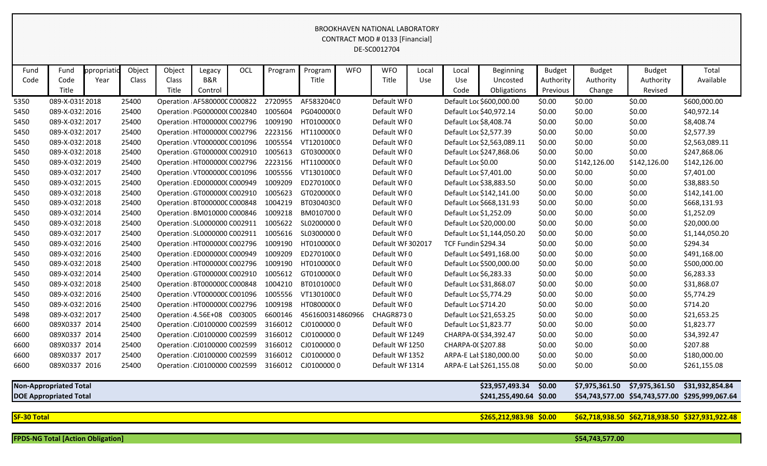BROOKHAVEN NATIONAL LABORATORY
CONTRACT MOD # 0133 [Financial]
DE-SC0012704

| Fund Code | Fund Code Title | ppropriatio Year | Object Class | Object Class Title | Legacy B&R Control | OCL | Program | Program Title | WFO | WFO Title | Local Use | Local Use Code | Beginning Uncosted Obligations | Budget Authority Previous | Budget Authority Change | Budget Authority Revised | Total Available |
|---|---|---|---|---|---|---|---|---|---|---|---|---|---|---|---|---|---|
| 5350 | 089-X-031 | 2018 | 25400 | Operation | AF5800000 | C000822 | 2720955 | AF583204C | 0 | Default WF | 0 | Default Loc | $600,000.00 | $0.00 | $0.00 | $0.00 | $600,000.00 |
| 5450 | 089-X-032 | 2016 | 25400 | Operation | PG000000 | C002840 | 1005604 | PG040000 | 0 | Default WF | 0 | Default Loc | $40,972.14 | $0.00 | $0.00 | $0.00 | $40,972.14 |
| 5450 | 089-X-032 | 2017 | 25400 | Operation | HT000000 | C002796 | 1009190 | HT010000 | 0 | Default WF | 0 | Default Loc | $8,408.74 | $0.00 | $0.00 | $0.00 | $8,408.74 |
| 5450 | 089-X-032 | 2017 | 25400 | Operation | HT000000 | C002796 | 2223156 | HT110000 | 0 | Default WF | 0 | Default Loc | $2,577.39 | $0.00 | $0.00 | $0.00 | $2,577.39 |
| 5450 | 089-X-032 | 2018 | 25400 | Operation | VT000000 | C001096 | 1005554 | VT120100 | 0 | Default WF | 0 | Default Loc | $2,563,089.11 | $0.00 | $0.00 | $0.00 | $2,563,089.11 |
| 5450 | 089-X-032 | 2018 | 25400 | Operation | GT000000 | C002910 | 1005613 | GT030000 | 0 | Default WF | 0 | Default Loc | $247,868.06 | $0.00 | $0.00 | $0.00 | $247,868.06 |
| 5450 | 089-X-032 | 2019 | 25400 | Operation | HT000000 | C002796 | 2223156 | HT110000 | 0 | Default WF | 0 | Default Loc | $0.00 | $0.00 | $142,126.00 | $142,126.00 | $142,126.00 |
| 5450 | 089-X-032 | 2017 | 25400 | Operation | VT000000 | C001096 | 1005556 | VT130100 | 0 | Default WF | 0 | Default Loc | $7,401.00 | $0.00 | $0.00 | $0.00 | $7,401.00 |
| 5450 | 089-X-032 | 2015 | 25400 | Operation | ED000000 | C000949 | 1009209 | ED270100 | 0 | Default WF | 0 | Default Loc | $38,883.50 | $0.00 | $0.00 | $0.00 | $38,883.50 |
| 5450 | 089-X-032 | 2018 | 25400 | Operation | GT000000 | C002910 | 1005623 | GT020000 | 0 | Default WF | 0 | Default Loc | $142,141.00 | $0.00 | $0.00 | $0.00 | $142,141.00 |
| 5450 | 089-X-032 | 2018 | 25400 | Operation | BT000000 | C000848 | 1004219 | BT030403 | 0 | Default WF | 0 | Default Loc | $668,131.93 | $0.00 | $0.00 | $0.00 | $668,131.93 |
| 5450 | 089-X-032 | 2014 | 25400 | Operation | BM010000 | C000846 | 1009218 | BM010700 | 0 | Default WF | 0 | Default Loc | $1,252.09 | $0.00 | $0.00 | $0.00 | $1,252.09 |
| 5450 | 089-X-032 | 2018 | 25400 | Operation | SL0000000 | C002911 | 1005622 | SL0200000 | 0 | Default WF | 0 | Default Loc | $20,000.00 | $0.00 | $0.00 | $0.00 | $20,000.00 |
| 5450 | 089-X-032 | 2017 | 25400 | Operation | SL0000000 | C002911 | 1005616 | SL0300000 | 0 | Default WF | 0 | Default Loc | $1,144,050.20 | $0.00 | $0.00 | $0.00 | $1,144,050.20 |
| 5450 | 089-X-032 | 2016 | 25400 | Operation | HT000000 | C002796 | 1009190 | HT010000 | 0 | Default WF | 302017 | TCF Fundin | $294.34 | $0.00 | $0.00 | $0.00 | $294.34 |
| 5450 | 089-X-032 | 2016 | 25400 | Operation | ED000000 | C000949 | 1009209 | ED270100 | 0 | Default WF | 0 | Default Loc | $491,168.00 | $0.00 | $0.00 | $0.00 | $491,168.00 |
| 5450 | 089-X-032 | 2018 | 25400 | Operation | HT000000 | C002796 | 1009190 | HT010000 | 0 | Default WF | 0 | Default Loc | $500,000.00 | $0.00 | $0.00 | $0.00 | $500,000.00 |
| 5450 | 089-X-032 | 2014 | 25400 | Operation | GT000000 | C002910 | 1005612 | GT010000 | 0 | Default WF | 0 | Default Loc | $6,283.33 | $0.00 | $0.00 | $0.00 | $6,283.33 |
| 5450 | 089-X-032 | 2018 | 25400 | Operation | BT000000 | C000848 | 1004210 | BT010100 | 0 | Default WF | 0 | Default Loc | $31,868.07 | $0.00 | $0.00 | $0.00 | $31,868.07 |
| 5450 | 089-X-032 | 2016 | 25400 | Operation | VT000000 | C001096 | 1005556 | VT130100 | 0 | Default WF | 0 | Default Loc | $5,774.29 | $0.00 | $0.00 | $0.00 | $5,774.29 |
| 5450 | 089-X-032 | 2016 | 25400 | Operation | HT000000 | C002796 | 1009198 | HT080000 | 0 | Default WF | 0 | Default Loc | $714.20 | $0.00 | $0.00 | $0.00 | $714.20 |
| 5498 | 089-X-032 | 2017 | 25400 | Operation | 4.56E+08 | C003005 | 6600146 | 4561600314860966 | | CHAGR873 | 0 | Default Loc | $21,653.25 | $0.00 | $0.00 | $0.00 | $21,653.25 |
| 6600 | 089X0337 | 2014 | 25400 | Operation | CJ0100000 | C002599 | 3166012 | CJ0100000 | 0 | Default WF | 0 | Default Loc | $1,823.77 | $0.00 | $0.00 | $0.00 | $1,823.77 |
| 6600 | 089X0337 | 2014 | 25400 | Operation | CJ0100000 | C002599 | 3166012 | CJ0100000 | 0 | Default WF | 1249 | CHARPA-0 | $34,392.47 | $0.00 | $0.00 | $0.00 | $34,392.47 |
| 6600 | 089X0337 | 2014 | 25400 | Operation | CJ0100000 | C002599 | 3166012 | CJ0100000 | 0 | Default WF | 1250 | CHARPA-0 | $207.88 | $0.00 | $0.00 | $0.00 | $207.88 |
| 6600 | 089X0337 | 2017 | 25400 | Operation | CJ0100000 | C002599 | 3166012 | CJ0100000 | 0 | Default WF | 1352 | ARPA-E Lat | $180,000.00 | $0.00 | $0.00 | $0.00 | $180,000.00 |
| 6600 | 089X0337 | 2016 | 25400 | Operation | CJ0100000 | C002599 | 3166012 | CJ0100000 | 0 | Default WF | 1314 | ARPA-E Lat | $261,155.08 | $0.00 | $0.00 | $0.00 | $261,155.08 |
| **Non-Appropriated Total** | | | | | | | | | | | | | $23,957,493.34 | $0.00 | $7,975,361.50 | $7,975,361.50 | $31,932,854.84 |
| **DOE Appropriated Total** | | | | | | | | | | | | | $241,255,490.64 | $0.00 | $54,743,577.00 | $54,743,577.00 | $295,999,067.64 |
| **SF-30 Total** | | | | | | | | | | | | | $265,212,983.98 | $0.00 | $62,718,938.50 | $62,718,938.50 | $327,931,922.48 |
| **FPDS-NG Total [Action Obligation]** | | | | | | | | | | | | | | | $54,743,577.00 | | |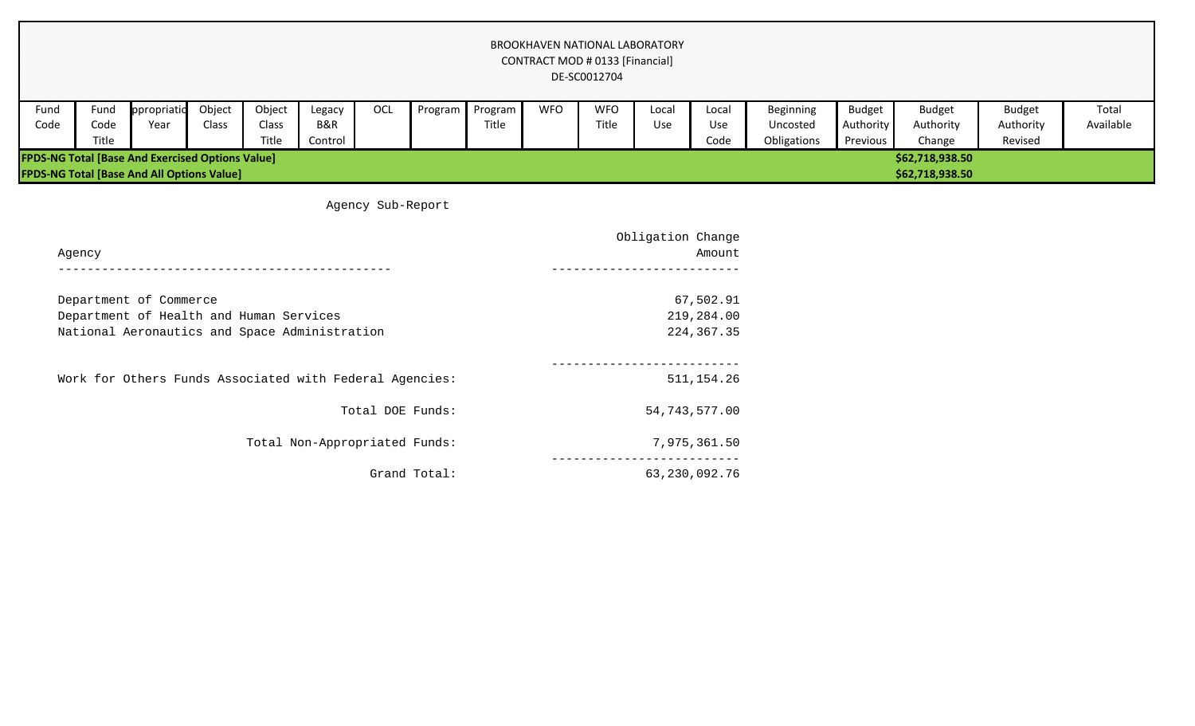BROOKHAVEN NATIONAL LABORATORY
CONTRACT MOD # 0133 [Financial]
DE-SC0012704

| Fund Code | Fund Code Title | ppropriatio Year | Object Class | Object Class Title | Legacy B&R Control | OCL | Program | Program Title | WFO | WFO Title | Local Use | Local Use Code | Beginning Uncosted Obligations | Budget Authority Previous | Budget Authority Change | Budget Authority Revised | Total Available |
|---|---|---|---|---|---|---|---|---|---|---|---|---|---|---|---|---|---|
| **FPDS-NG Total [Base And Exercised Options Value]** | | | | | | | | | | | | | | | **$62,718,938.50** | | |
| **FPDS-NG Total [Base And All Options Value]** | | | | | | | | | | | | | | | **$62,718,938.50** | | |

Agency Sub-Report

| Agency | Obligation Change Amount |
|---|---|
| Department of Commerce | 67,502.91 |
| Department of Health and Human Services | 219,284.00 |
| National Aeronautics and Space Administration | 224,367.35 |
| Work for Others Funds Associated with Federal Agencies: | 511,154.26 |
| Total DOE Funds: | 54,743,577.00 |
| Total Non-Appropriated Funds: | 7,975,361.50 |
| Grand Total: | 63,230,092.76 |